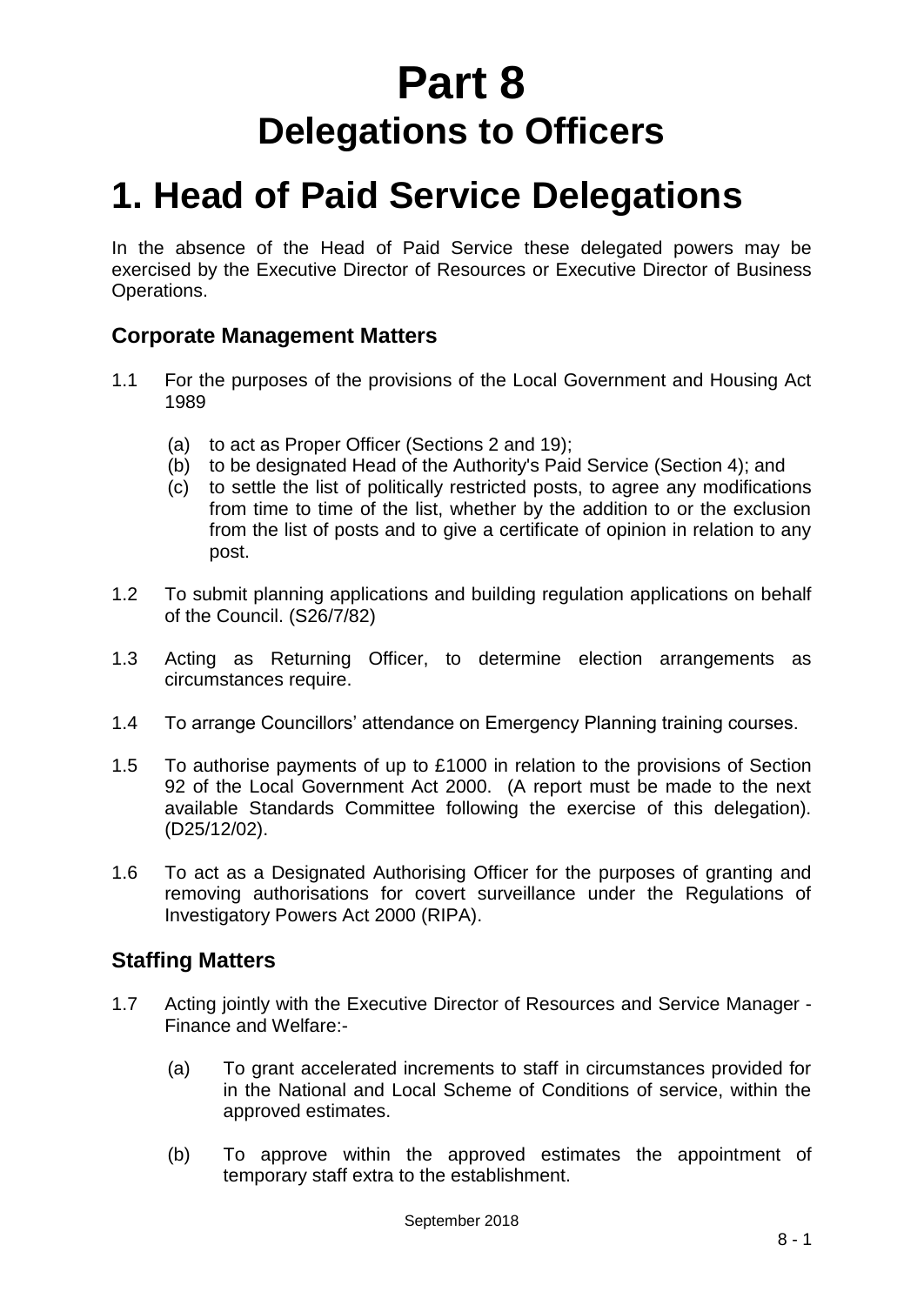# Part 8
# Delegations to Officers

# 1. Head of Paid Service Delegations

In the absence of the Head of Paid Service these delegated powers may be exercised by the Executive Director of Resources or Executive Director of Business Operations.

### Corporate Management Matters

1.1 For the purposes of the provisions of the Local Government and Housing Act 1989

- (a) to act as Proper Officer (Sections 2 and 19);
- (b) to be designated Head of the Authority's Paid Service (Section 4); and
- (c) to settle the list of politically restricted posts, to agree any modifications from time to time of the list, whether by the addition to or the exclusion from the list of posts and to give a certificate of opinion in relation to any post.

1.2 To submit planning applications and building regulation applications on behalf of the Council. (S26/7/82)

1.3 Acting as Returning Officer, to determine election arrangements as circumstances require.

1.4 To arrange Councillors' attendance on Emergency Planning training courses.

1.5 To authorise payments of up to £1000 in relation to the provisions of Section 92 of the Local Government Act 2000. (A report must be made to the next available Standards Committee following the exercise of this delegation). (D25/12/02).

1.6 To act as a Designated Authorising Officer for the purposes of granting and removing authorisations for covert surveillance under the Regulations of Investigatory Powers Act 2000 (RIPA).

### Staffing Matters

1.7 Acting jointly with the Executive Director of Resources and Service Manager - Finance and Welfare:-

- (a) To grant accelerated increments to staff in circumstances provided for in the National and Local Scheme of Conditions of service, within the approved estimates.
- (b) To approve within the approved estimates the appointment of temporary staff extra to the establishment.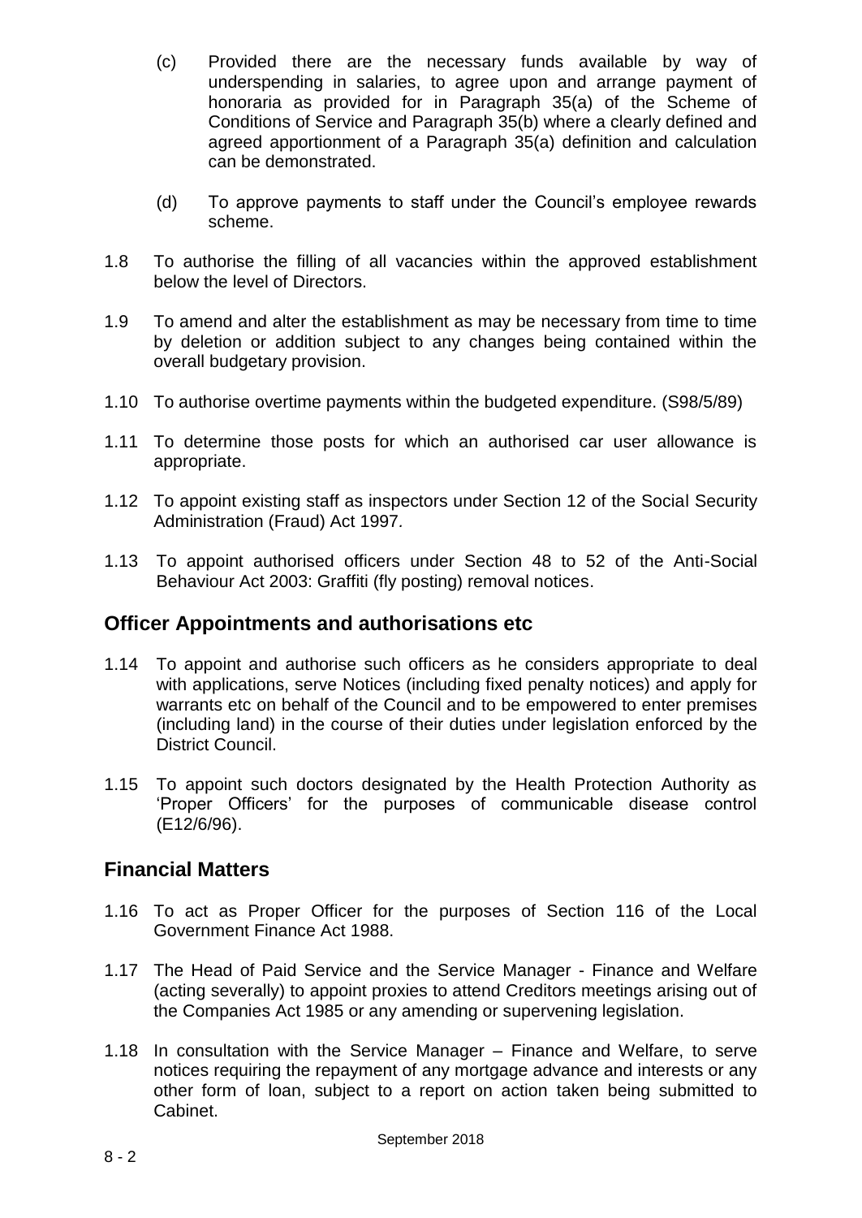(c) Provided there are the necessary funds available by way of underspending in salaries, to agree upon and arrange payment of honoraria as provided for in Paragraph 35(a) of the Scheme of Conditions of Service and Paragraph 35(b) where a clearly defined and agreed apportionment of a Paragraph 35(a) definition and calculation can be demonstrated.

(d) To approve payments to staff under the Council's employee rewards scheme.

1.8 To authorise the filling of all vacancies within the approved establishment below the level of Directors.

1.9 To amend and alter the establishment as may be necessary from time to time by deletion or addition subject to any changes being contained within the overall budgetary provision.

1.10 To authorise overtime payments within the budgeted expenditure. (S98/5/89)

1.11 To determine those posts for which an authorised car user allowance is appropriate.

1.12 To appoint existing staff as inspectors under Section 12 of the Social Security Administration (Fraud) Act 1997*.*

1.13 To appoint authorised officers under Section 48 to 52 of the Anti-Social Behaviour Act 2003: Graffiti (fly posting) removal notices.

## Officer Appointments and authorisations etc

1.14 To appoint and authorise such officers as he considers appropriate to deal with applications, serve Notices (including fixed penalty notices) and apply for warrants etc on behalf of the Council and to be empowered to enter premises (including land) in the course of their duties under legislation enforced by the District Council.

1.15 To appoint such doctors designated by the Health Protection Authority as 'Proper Officers' for the purposes of communicable disease control (E12/6/96).

## Financial Matters

1.16 To act as Proper Officer for the purposes of Section 116 of the Local Government Finance Act 1988.

1.17 The Head of Paid Service and the Service Manager - Finance and Welfare (acting severally) to appoint proxies to attend Creditors meetings arising out of the Companies Act 1985 or any amending or supervening legislation.

1.18 In consultation with the Service Manager – Finance and Welfare, to serve notices requiring the repayment of any mortgage advance and interests or any other form of loan, subject to a report on action taken being submitted to Cabinet.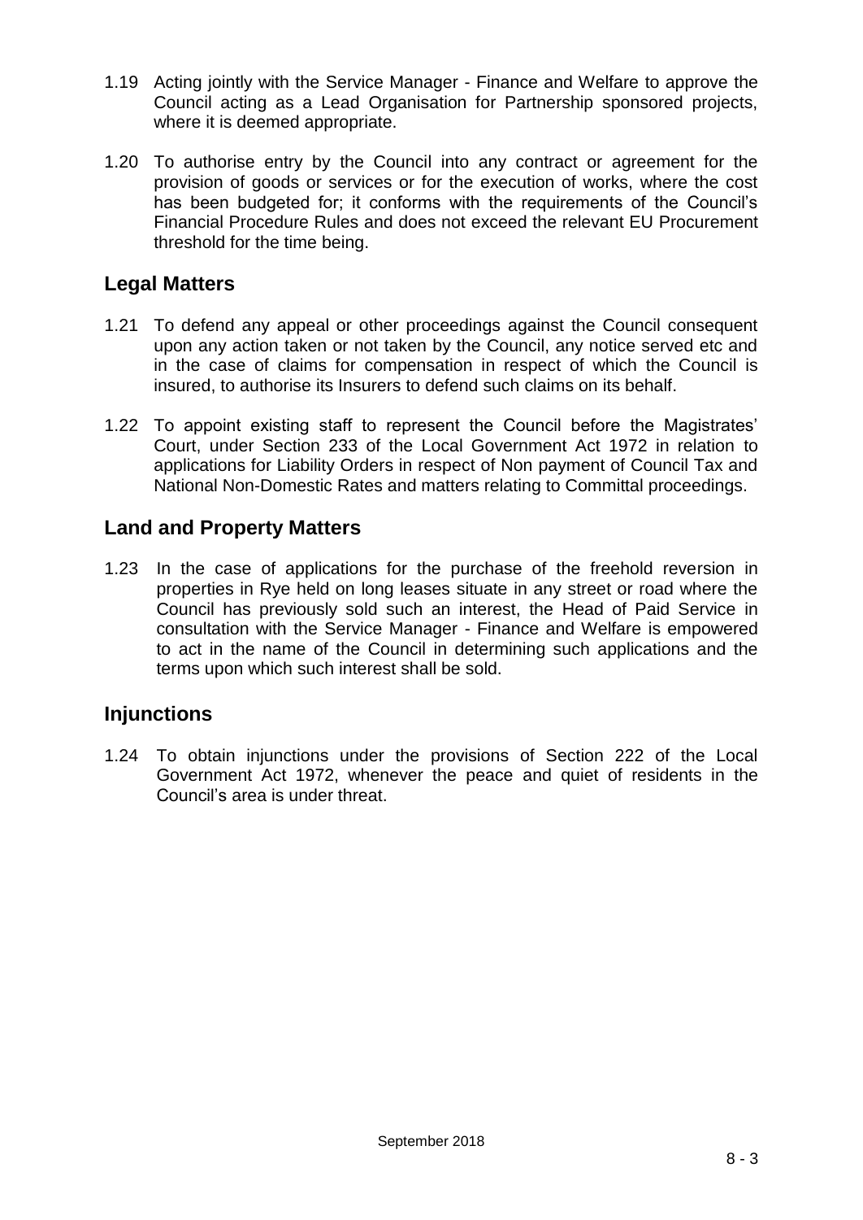1.19 Acting jointly with the Service Manager - Finance and Welfare to approve the Council acting as a Lead Organisation for Partnership sponsored projects, where it is deemed appropriate.

1.20 To authorise entry by the Council into any contract or agreement for the provision of goods or services or for the execution of works, where the cost has been budgeted for; it conforms with the requirements of the Council's Financial Procedure Rules and does not exceed the relevant EU Procurement threshold for the time being.

## Legal Matters

1.21 To defend any appeal or other proceedings against the Council consequent upon any action taken or not taken by the Council, any notice served etc and in the case of claims for compensation in respect of which the Council is insured, to authorise its Insurers to defend such claims on its behalf.

1.22 To appoint existing staff to represent the Council before the Magistrates' Court, under Section 233 of the Local Government Act 1972 in relation to applications for Liability Orders in respect of Non payment of Council Tax and National Non-Domestic Rates and matters relating to Committal proceedings.

## Land and Property Matters

1.23 In the case of applications for the purchase of the freehold reversion in properties in Rye held on long leases situate in any street or road where the Council has previously sold such an interest, the Head of Paid Service in consultation with the Service Manager - Finance and Welfare is empowered to act in the name of the Council in determining such applications and the terms upon which such interest shall be sold.

## Injunctions

1.24 To obtain injunctions under the provisions of Section 222 of the Local Government Act 1972, whenever the peace and quiet of residents in the Council's area is under threat.

September 2018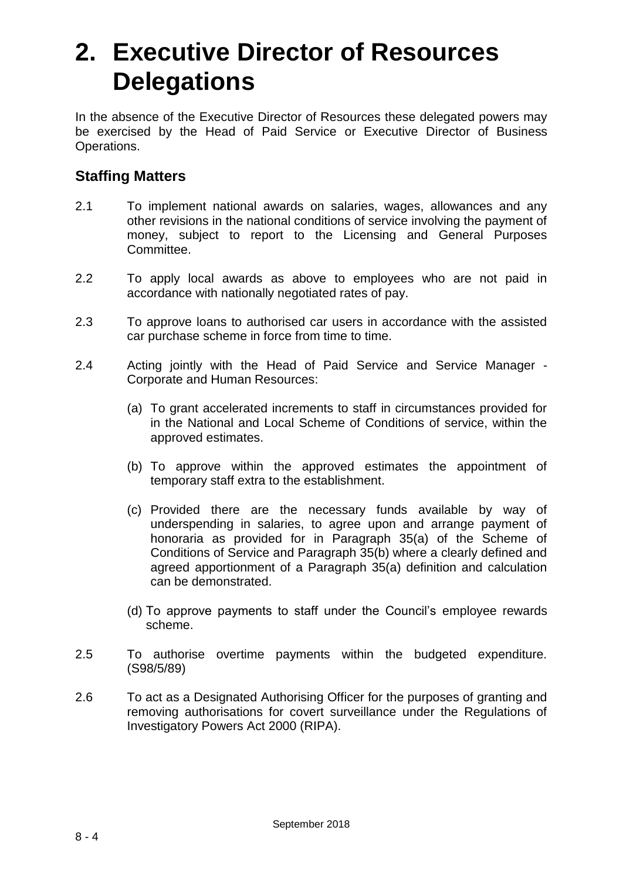# 2. Executive Director of Resources Delegations

In the absence of the Executive Director of Resources these delegated powers may be exercised by the Head of Paid Service or Executive Director of Business Operations.

## Staffing Matters

2.1 To implement national awards on salaries, wages, allowances and any other revisions in the national conditions of service involving the payment of money, subject to report to the Licensing and General Purposes Committee.

2.2 To apply local awards as above to employees who are not paid in accordance with nationally negotiated rates of pay.

2.3 To approve loans to authorised car users in accordance with the assisted car purchase scheme in force from time to time.

2.4 Acting jointly with the Head of Paid Service and Service Manager - Corporate and Human Resources:

(a) To grant accelerated increments to staff in circumstances provided for in the National and Local Scheme of Conditions of service, within the approved estimates.

(b) To approve within the approved estimates the appointment of temporary staff extra to the establishment.

(c) Provided there are the necessary funds available by way of underspending in salaries, to agree upon and arrange payment of honoraria as provided for in Paragraph 35(a) of the Scheme of Conditions of Service and Paragraph 35(b) where a clearly defined and agreed apportionment of a Paragraph 35(a) definition and calculation can be demonstrated.

(d) To approve payments to staff under the Council's employee rewards scheme.

2.5 To authorise overtime payments within the budgeted expenditure. (S98/5/89)

2.6 To act as a Designated Authorising Officer for the purposes of granting and removing authorisations for covert surveillance under the Regulations of Investigatory Powers Act 2000 (RIPA).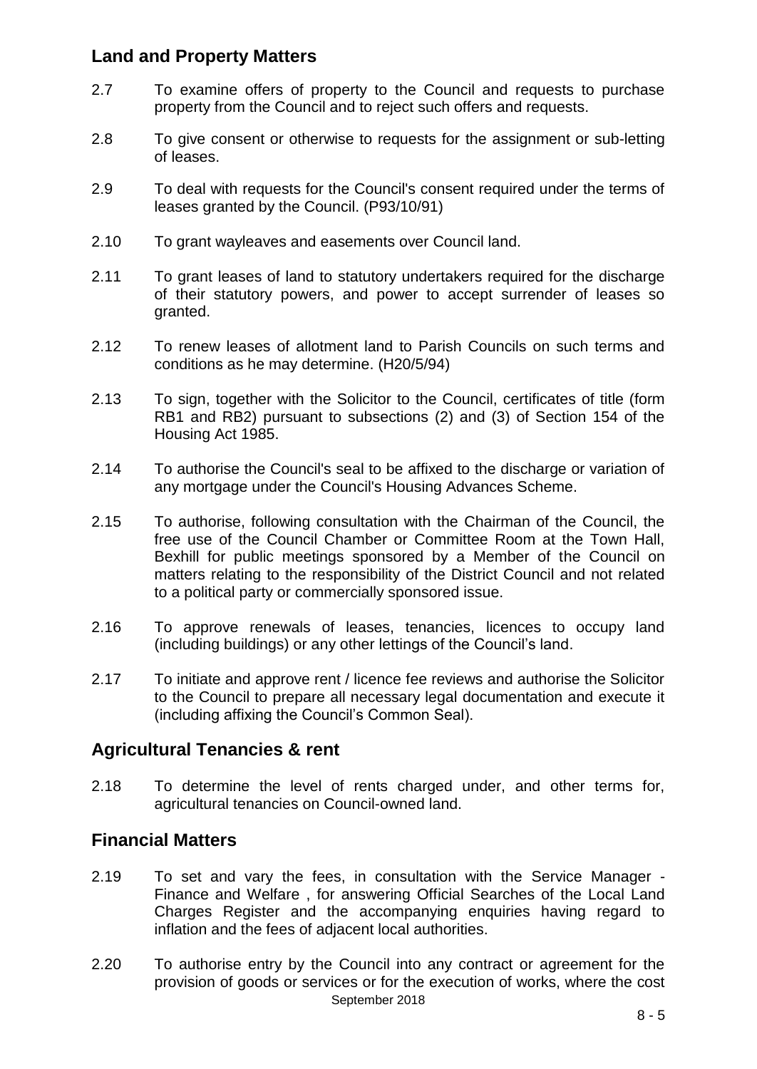## Land and Property Matters

2.7 To examine offers of property to the Council and requests to purchase property from the Council and to reject such offers and requests.

2.8 To give consent or otherwise to requests for the assignment or sub-letting of leases.

2.9 To deal with requests for the Council's consent required under the terms of leases granted by the Council. (P93/10/91)

2.10 To grant wayleaves and easements over Council land.

2.11 To grant leases of land to statutory undertakers required for the discharge of their statutory powers, and power to accept surrender of leases so granted.

2.12 To renew leases of allotment land to Parish Councils on such terms and conditions as he may determine. (H20/5/94)

2.13 To sign, together with the Solicitor to the Council, certificates of title (form RB1 and RB2) pursuant to subsections (2) and (3) of Section 154 of the Housing Act 1985.

2.14 To authorise the Council's seal to be affixed to the discharge or variation of any mortgage under the Council's Housing Advances Scheme.

2.15 To authorise, following consultation with the Chairman of the Council, the free use of the Council Chamber or Committee Room at the Town Hall, Bexhill for public meetings sponsored by a Member of the Council on matters relating to the responsibility of the District Council and not related to a political party or commercially sponsored issue.

2.16 To approve renewals of leases, tenancies, licences to occupy land (including buildings) or any other lettings of the Council's land.

2.17 To initiate and approve rent / licence fee reviews and authorise the Solicitor to the Council to prepare all necessary legal documentation and execute it (including affixing the Council's Common Seal).

## Agricultural Tenancies & rent

2.18 To determine the level of rents charged under, and other terms for, agricultural tenancies on Council-owned land.

## Financial Matters

2.19 To set and vary the fees, in consultation with the Service Manager - Finance and Welfare , for answering Official Searches of the Local Land Charges Register and the accompanying enquiries having regard to inflation and the fees of adjacent local authorities.

2.20 To authorise entry by the Council into any contract or agreement for the provision of goods or services or for the execution of works, where the cost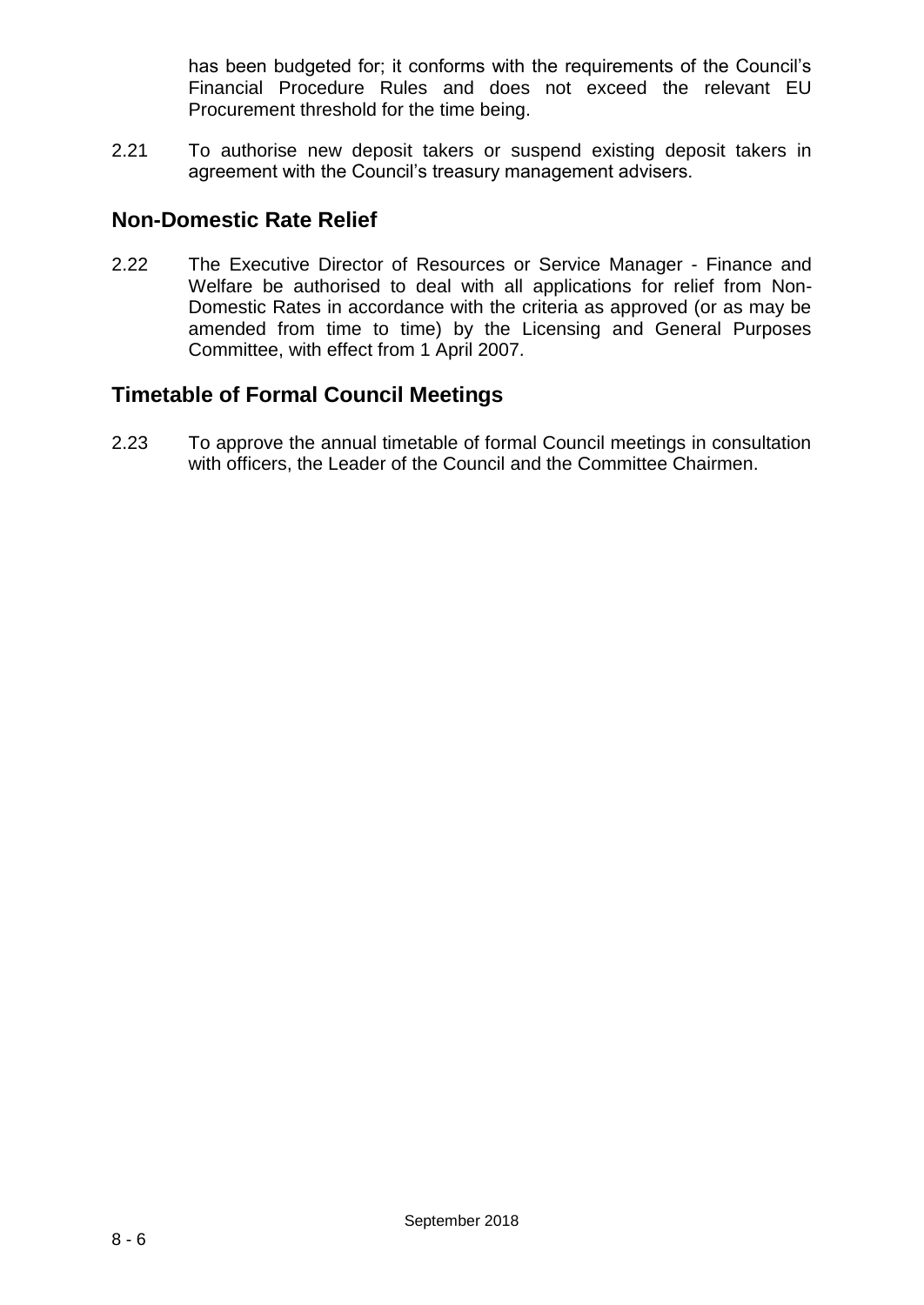has been budgeted for; it conforms with the requirements of the Council's Financial Procedure Rules and does not exceed the relevant EU Procurement threshold for the time being.

2.21 To authorise new deposit takers or suspend existing deposit takers in agreement with the Council's treasury management advisers.

## Non-Domestic Rate Relief

2.22 The Executive Director of Resources or Service Manager - Finance and Welfare be authorised to deal with all applications for relief from Non-Domestic Rates in accordance with the criteria as approved (or as may be amended from time to time) by the Licensing and General Purposes Committee, with effect from 1 April 2007.

## Timetable of Formal Council Meetings

2.23 To approve the annual timetable of formal Council meetings in consultation with officers, the Leader of the Council and the Committee Chairmen.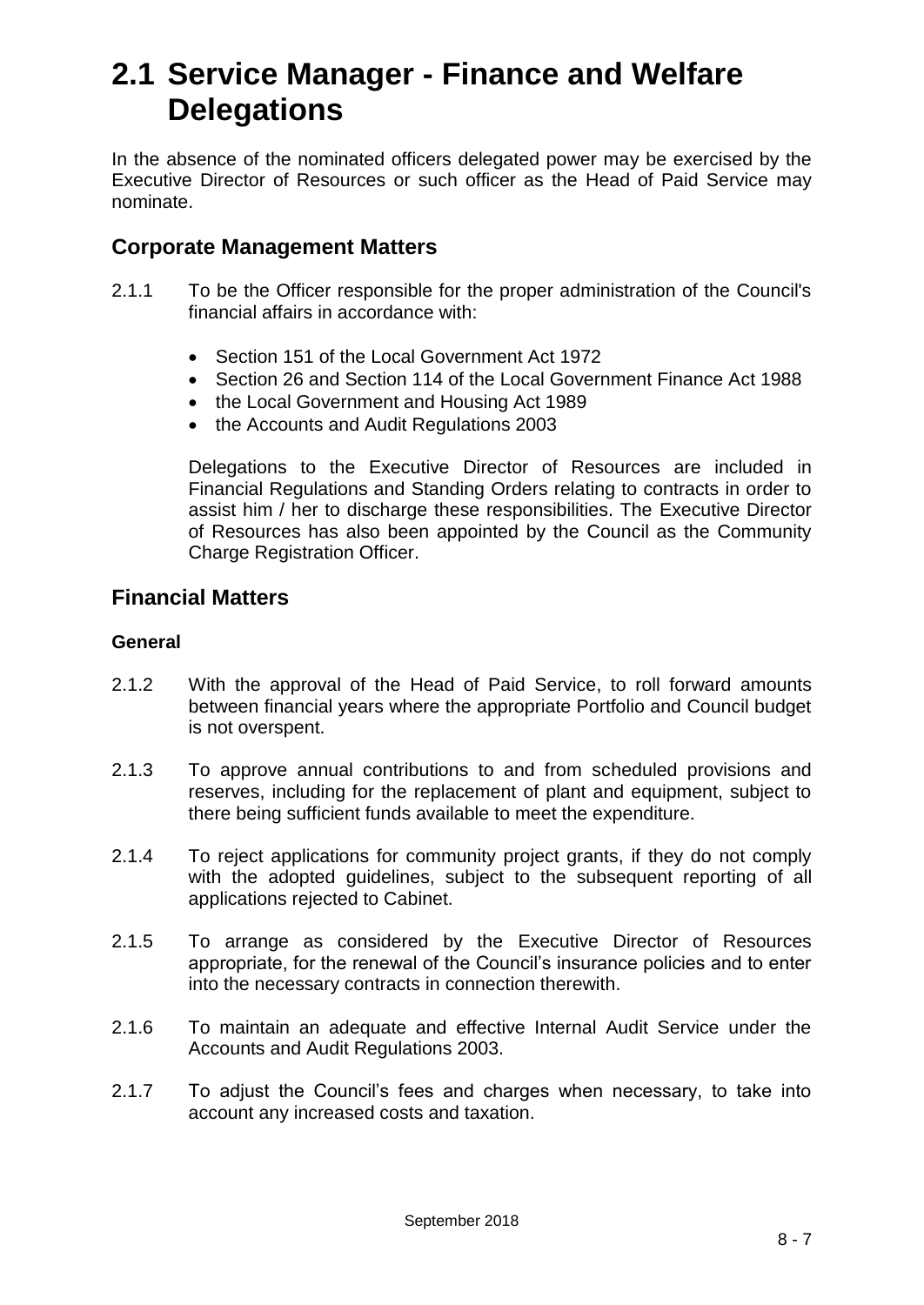# 2.1 Service Manager - Finance and Welfare Delegations

In the absence of the nominated officers delegated power may be exercised by the Executive Director of Resources or such officer as the Head of Paid Service may nominate.

## Corporate Management Matters

2.1.1 To be the Officer responsible for the proper administration of the Council's financial affairs in accordance with:

- Section 151 of the Local Government Act 1972
- Section 26 and Section 114 of the Local Government Finance Act 1988
- the Local Government and Housing Act 1989
- the Accounts and Audit Regulations 2003

Delegations to the Executive Director of Resources are included in Financial Regulations and Standing Orders relating to contracts in order to assist him / her to discharge these responsibilities. The Executive Director of Resources has also been appointed by the Council as the Community Charge Registration Officer.

## Financial Matters

### General

2.1.2 With the approval of the Head of Paid Service, to roll forward amounts between financial years where the appropriate Portfolio and Council budget is not overspent.

2.1.3 To approve annual contributions to and from scheduled provisions and reserves, including for the replacement of plant and equipment, subject to there being sufficient funds available to meet the expenditure.

2.1.4 To reject applications for community project grants, if they do not comply with the adopted guidelines, subject to the subsequent reporting of all applications rejected to Cabinet.

2.1.5 To arrange as considered by the Executive Director of Resources appropriate, for the renewal of the Council's insurance policies and to enter into the necessary contracts in connection therewith.

2.1.6 To maintain an adequate and effective Internal Audit Service under the Accounts and Audit Regulations 2003.

2.1.7 To adjust the Council's fees and charges when necessary, to take into account any increased costs and taxation.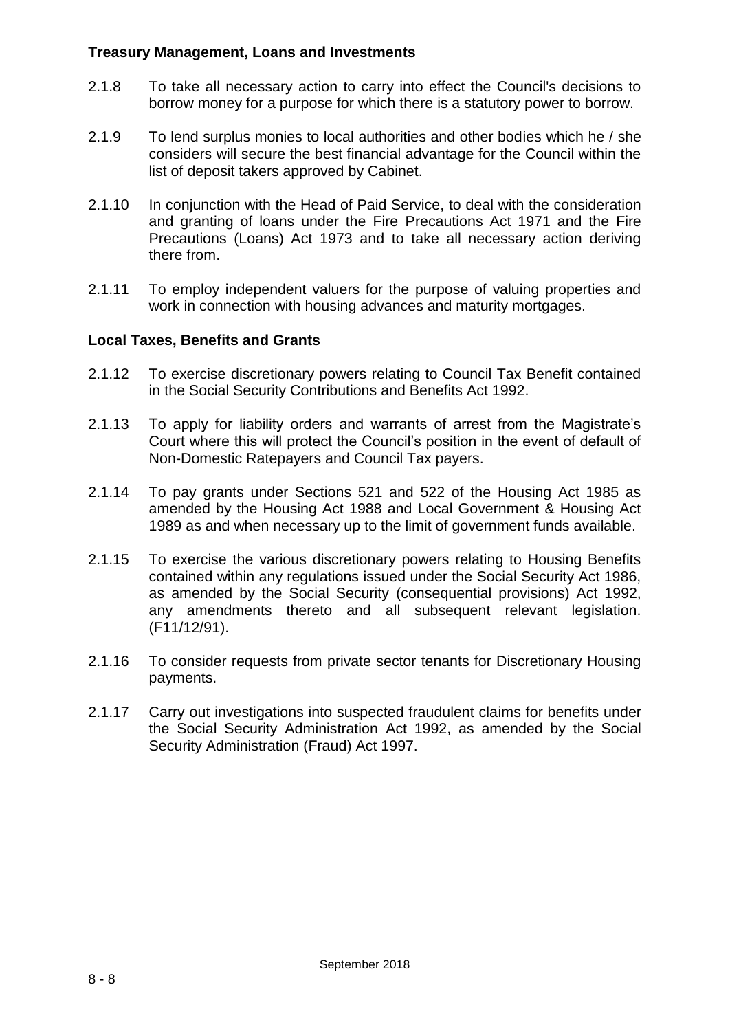**Treasury Management, Loans and Investments**

2.1.8 To take all necessary action to carry into effect the Council's decisions to borrow money for a purpose for which there is a statutory power to borrow.

2.1.9 To lend surplus monies to local authorities and other bodies which he / she considers will secure the best financial advantage for the Council within the list of deposit takers approved by Cabinet.

2.1.10 In conjunction with the Head of Paid Service, to deal with the consideration and granting of loans under the Fire Precautions Act 1971 and the Fire Precautions (Loans) Act 1973 and to take all necessary action deriving there from.

2.1.11 To employ independent valuers for the purpose of valuing properties and work in connection with housing advances and maturity mortgages.

**Local Taxes, Benefits and Grants**

2.1.12 To exercise discretionary powers relating to Council Tax Benefit contained in the Social Security Contributions and Benefits Act 1992.

2.1.13 To apply for liability orders and warrants of arrest from the Magistrate's Court where this will protect the Council's position in the event of default of Non-Domestic Ratepayers and Council Tax payers.

2.1.14 To pay grants under Sections 521 and 522 of the Housing Act 1985 as amended by the Housing Act 1988 and Local Government & Housing Act 1989 as and when necessary up to the limit of government funds available.

2.1.15 To exercise the various discretionary powers relating to Housing Benefits contained within any regulations issued under the Social Security Act 1986, as amended by the Social Security (consequential provisions) Act 1992, any amendments thereto and all subsequent relevant legislation. (F11/12/91).

2.1.16 To consider requests from private sector tenants for Discretionary Housing payments.

2.1.17 Carry out investigations into suspected fraudulent claims for benefits under the Social Security Administration Act 1992, as amended by the Social Security Administration (Fraud) Act 1997.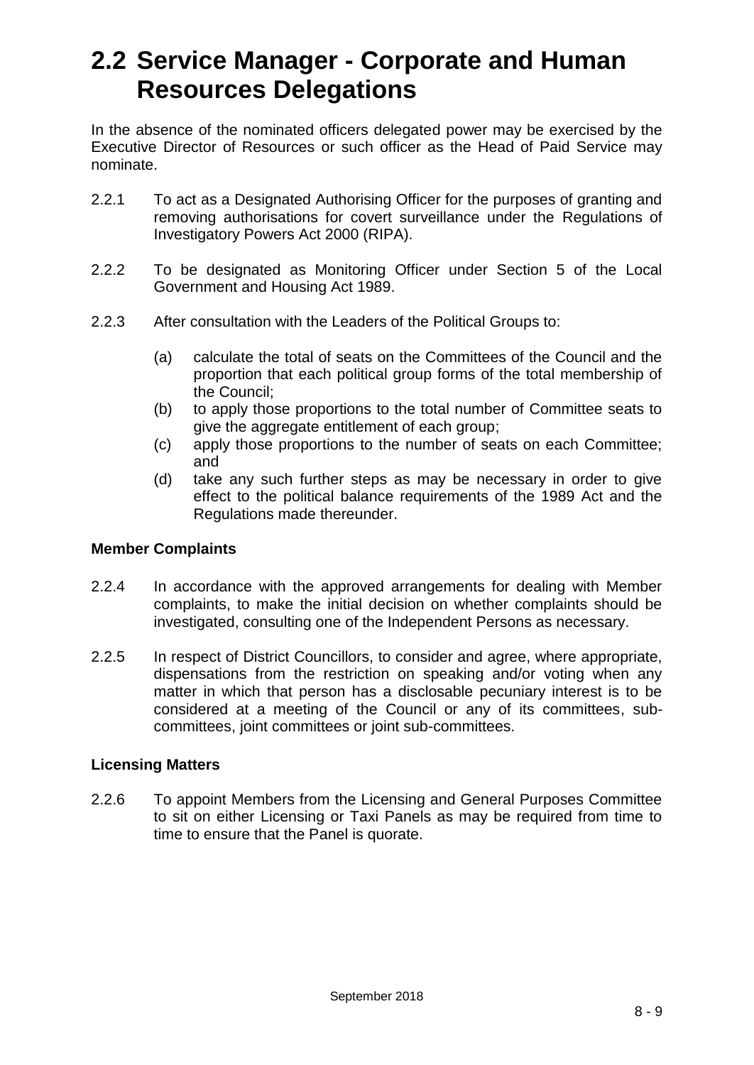# 2.2 Service Manager - Corporate and Human Resources Delegations

In the absence of the nominated officers delegated power may be exercised by the Executive Director of Resources or such officer as the Head of Paid Service may nominate.

2.2.1 To act as a Designated Authorising Officer for the purposes of granting and removing authorisations for covert surveillance under the Regulations of Investigatory Powers Act 2000 (RIPA).

2.2.2 To be designated as Monitoring Officer under Section 5 of the Local Government and Housing Act 1989.

2.2.3 After consultation with the Leaders of the Political Groups to:

- (a) calculate the total of seats on the Committees of the Council and the proportion that each political group forms of the total membership of the Council;
- (b) to apply those proportions to the total number of Committee seats to give the aggregate entitlement of each group;
- (c) apply those proportions to the number of seats on each Committee; and
- (d) take any such further steps as may be necessary in order to give effect to the political balance requirements of the 1989 Act and the Regulations made thereunder.

**Member Complaints**

2.2.4 In accordance with the approved arrangements for dealing with Member complaints, to make the initial decision on whether complaints should be investigated, consulting one of the Independent Persons as necessary.

2.2.5 In respect of District Councillors, to consider and agree, where appropriate, dispensations from the restriction on speaking and/or voting when any matter in which that person has a disclosable pecuniary interest is to be considered at a meeting of the Council or any of its committees, sub-committees, joint committees or joint sub-committees.

**Licensing Matters**

2.2.6 To appoint Members from the Licensing and General Purposes Committee to sit on either Licensing or Taxi Panels as may be required from time to time to ensure that the Panel is quorate.

September 2018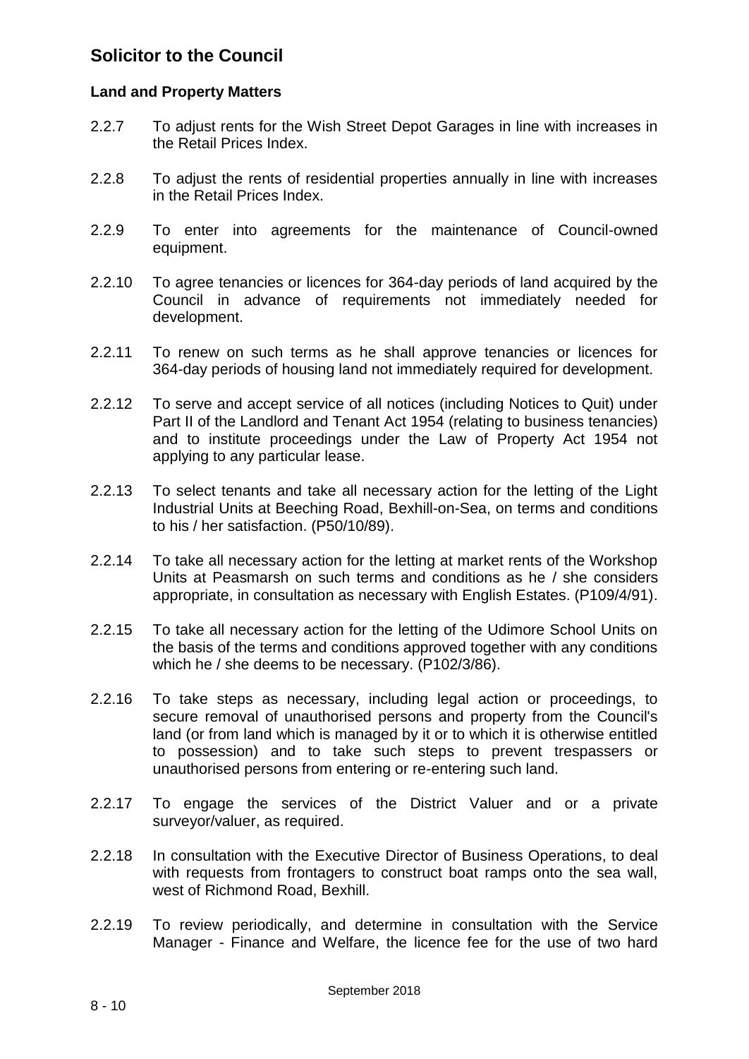# Solicitor to the Council

### Land and Property Matters

2.2.7 To adjust rents for the Wish Street Depot Garages in line with increases in the Retail Prices Index.

2.2.8 To adjust the rents of residential properties annually in line with increases in the Retail Prices Index.

2.2.9 To enter into agreements for the maintenance of Council-owned equipment.

2.2.10 To agree tenancies or licences for 364-day periods of land acquired by the Council in advance of requirements not immediately needed for development.

2.2.11 To renew on such terms as he shall approve tenancies or licences for 364-day periods of housing land not immediately required for development.

2.2.12 To serve and accept service of all notices (including Notices to Quit) under Part II of the Landlord and Tenant Act 1954 (relating to business tenancies) and to institute proceedings under the Law of Property Act 1954 not applying to any particular lease.

2.2.13 To select tenants and take all necessary action for the letting of the Light Industrial Units at Beeching Road, Bexhill-on-Sea, on terms and conditions to his / her satisfaction. (P50/10/89).

2.2.14 To take all necessary action for the letting at market rents of the Workshop Units at Peasmarsh on such terms and conditions as he / she considers appropriate, in consultation as necessary with English Estates. (P109/4/91).

2.2.15 To take all necessary action for the letting of the Udimore School Units on the basis of the terms and conditions approved together with any conditions which he / she deems to be necessary. (P102/3/86).

2.2.16 To take steps as necessary, including legal action or proceedings, to secure removal of unauthorised persons and property from the Council's land (or from land which is managed by it or to which it is otherwise entitled to possession) and to take such steps to prevent trespassers or unauthorised persons from entering or re-entering such land.

2.2.17 To engage the services of the District Valuer and or a private surveyor/valuer, as required.

2.2.18 In consultation with the Executive Director of Business Operations, to deal with requests from frontagers to construct boat ramps onto the sea wall, west of Richmond Road, Bexhill.

2.2.19 To review periodically, and determine in consultation with the Service Manager - Finance and Welfare, the licence fee for the use of two hard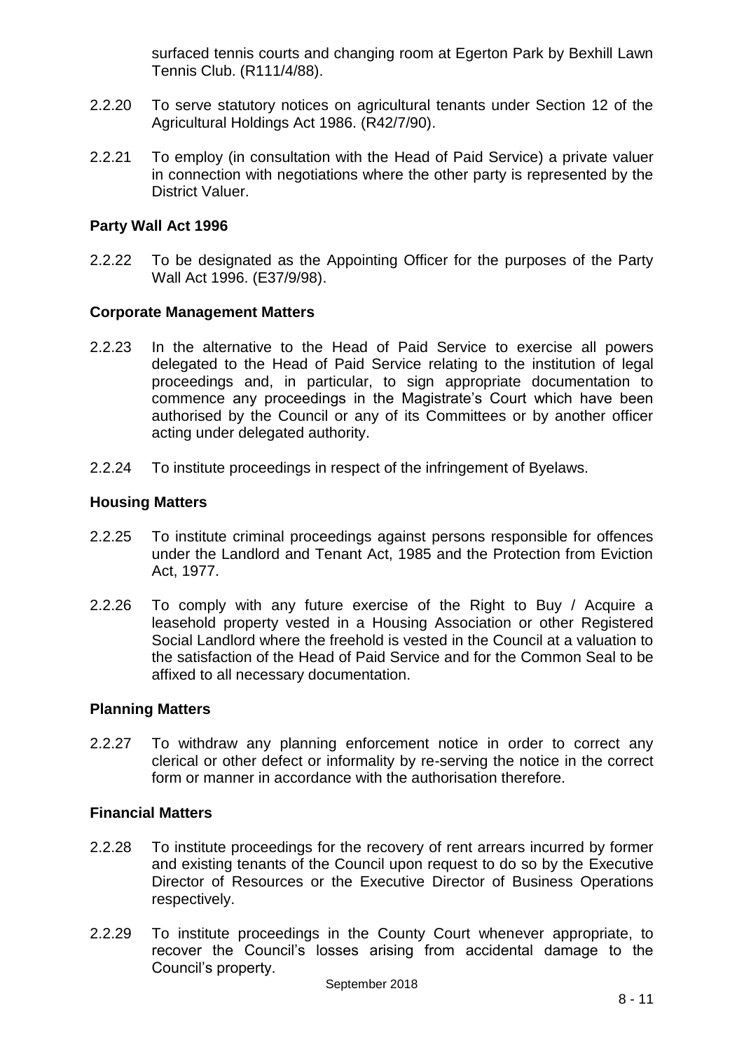surfaced tennis courts and changing room at Egerton Park by Bexhill Lawn Tennis Club. (R111/4/88).

2.2.20 To serve statutory notices on agricultural tenants under Section 12 of the Agricultural Holdings Act 1986. (R42/7/90).

2.2.21 To employ (in consultation with the Head of Paid Service) a private valuer in connection with negotiations where the other party is represented by the District Valuer.

**Party Wall Act 1996**

2.2.22 To be designated as the Appointing Officer for the purposes of the Party Wall Act 1996. (E37/9/98).

**Corporate Management Matters**

2.2.23 In the alternative to the Head of Paid Service to exercise all powers delegated to the Head of Paid Service relating to the institution of legal proceedings and, in particular, to sign appropriate documentation to commence any proceedings in the Magistrate's Court which have been authorised by the Council or any of its Committees or by another officer acting under delegated authority.

2.2.24 To institute proceedings in respect of the infringement of Byelaws.

**Housing Matters**

2.2.25 To institute criminal proceedings against persons responsible for offences under the Landlord and Tenant Act, 1985 and the Protection from Eviction Act, 1977.

2.2.26 To comply with any future exercise of the Right to Buy / Acquire a leasehold property vested in a Housing Association or other Registered Social Landlord where the freehold is vested in the Council at a valuation to the satisfaction of the Head of Paid Service and for the Common Seal to be affixed to all necessary documentation.

**Planning Matters**

2.2.27 To withdraw any planning enforcement notice in order to correct any clerical or other defect or informality by re-serving the notice in the correct form or manner in accordance with the authorisation therefore.

**Financial Matters**

2.2.28 To institute proceedings for the recovery of rent arrears incurred by former and existing tenants of the Council upon request to do so by the Executive Director of Resources or the Executive Director of Business Operations respectively.

2.2.29 To institute proceedings in the County Court whenever appropriate, to recover the Council's losses arising from accidental damage to the Council's property.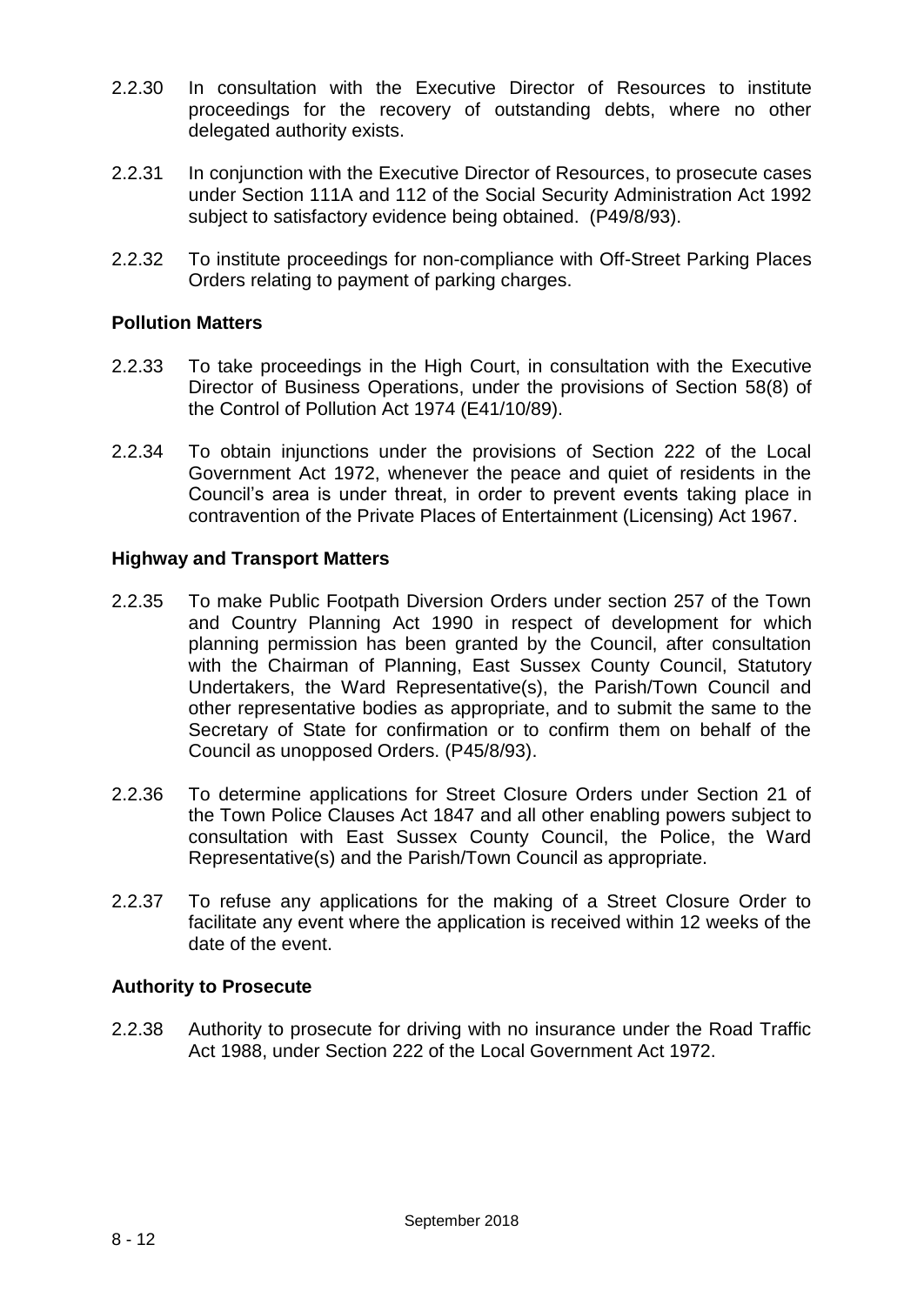2.2.30 In consultation with the Executive Director of Resources to institute proceedings for the recovery of outstanding debts, where no other delegated authority exists.

2.2.31 In conjunction with the Executive Director of Resources, to prosecute cases under Section 111A and 112 of the Social Security Administration Act 1992 subject to satisfactory evidence being obtained. (P49/8/93).

2.2.32 To institute proceedings for non-compliance with Off-Street Parking Places Orders relating to payment of parking charges.

**Pollution Matters**

2.2.33 To take proceedings in the High Court, in consultation with the Executive Director of Business Operations, under the provisions of Section 58(8) of the Control of Pollution Act 1974 (E41/10/89).

2.2.34 To obtain injunctions under the provisions of Section 222 of the Local Government Act 1972, whenever the peace and quiet of residents in the Council's area is under threat, in order to prevent events taking place in contravention of the Private Places of Entertainment (Licensing) Act 1967.

**Highway and Transport Matters**

2.2.35 To make Public Footpath Diversion Orders under section 257 of the Town and Country Planning Act 1990 in respect of development for which planning permission has been granted by the Council, after consultation with the Chairman of Planning, East Sussex County Council, Statutory Undertakers, the Ward Representative(s), the Parish/Town Council and other representative bodies as appropriate, and to submit the same to the Secretary of State for confirmation or to confirm them on behalf of the Council as unopposed Orders. (P45/8/93).

2.2.36 To determine applications for Street Closure Orders under Section 21 of the Town Police Clauses Act 1847 and all other enabling powers subject to consultation with East Sussex County Council, the Police, the Ward Representative(s) and the Parish/Town Council as appropriate.

2.2.37 To refuse any applications for the making of a Street Closure Order to facilitate any event where the application is received within 12 weeks of the date of the event.

**Authority to Prosecute**

2.2.38 Authority to prosecute for driving with no insurance under the Road Traffic Act 1988, under Section 222 of the Local Government Act 1972.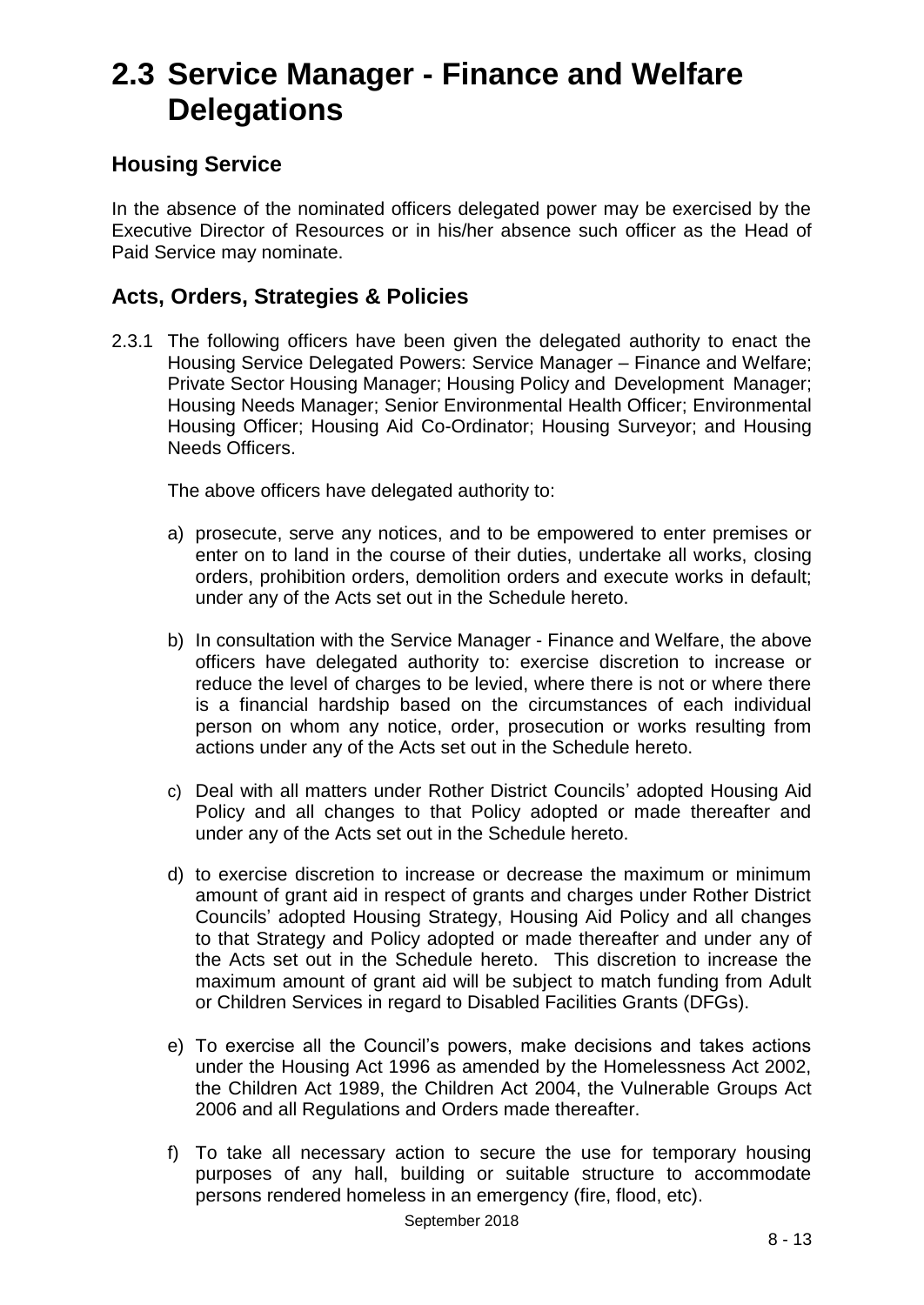# 2.3 Service Manager - Finance and Welfare Delegations

## Housing Service

In the absence of the nominated officers delegated power may be exercised by the Executive Director of Resources or in his/her absence such officer as the Head of Paid Service may nominate.

## Acts, Orders, Strategies & Policies

2.3.1 The following officers have been given the delegated authority to enact the Housing Service Delegated Powers: Service Manager – Finance and Welfare; Private Sector Housing Manager; Housing Policy and Development Manager; Housing Needs Manager; Senior Environmental Health Officer; Environmental Housing Officer; Housing Aid Co-Ordinator; Housing Surveyor; and Housing Needs Officers.

The above officers have delegated authority to:

a) prosecute, serve any notices, and to be empowered to enter premises or enter on to land in the course of their duties, undertake all works, closing orders, prohibition orders, demolition orders and execute works in default; under any of the Acts set out in the Schedule hereto.

b) In consultation with the Service Manager - Finance and Welfare, the above officers have delegated authority to: exercise discretion to increase or reduce the level of charges to be levied, where there is not or where there is a financial hardship based on the circumstances of each individual person on whom any notice, order, prosecution or works resulting from actions under any of the Acts set out in the Schedule hereto.

c) Deal with all matters under Rother District Councils' adopted Housing Aid Policy and all changes to that Policy adopted or made thereafter and under any of the Acts set out in the Schedule hereto.

d) to exercise discretion to increase or decrease the maximum or minimum amount of grant aid in respect of grants and charges under Rother District Councils' adopted Housing Strategy, Housing Aid Policy and all changes to that Strategy and Policy adopted or made thereafter and under any of the Acts set out in the Schedule hereto. This discretion to increase the maximum amount of grant aid will be subject to match funding from Adult or Children Services in regard to Disabled Facilities Grants (DFGs).

e) To exercise all the Council's powers, make decisions and takes actions under the Housing Act 1996 as amended by the Homelessness Act 2002, the Children Act 1989, the Children Act 2004, the Vulnerable Groups Act 2006 and all Regulations and Orders made thereafter.

f) To take all necessary action to secure the use for temporary housing purposes of any hall, building or suitable structure to accommodate persons rendered homeless in an emergency (fire, flood, etc).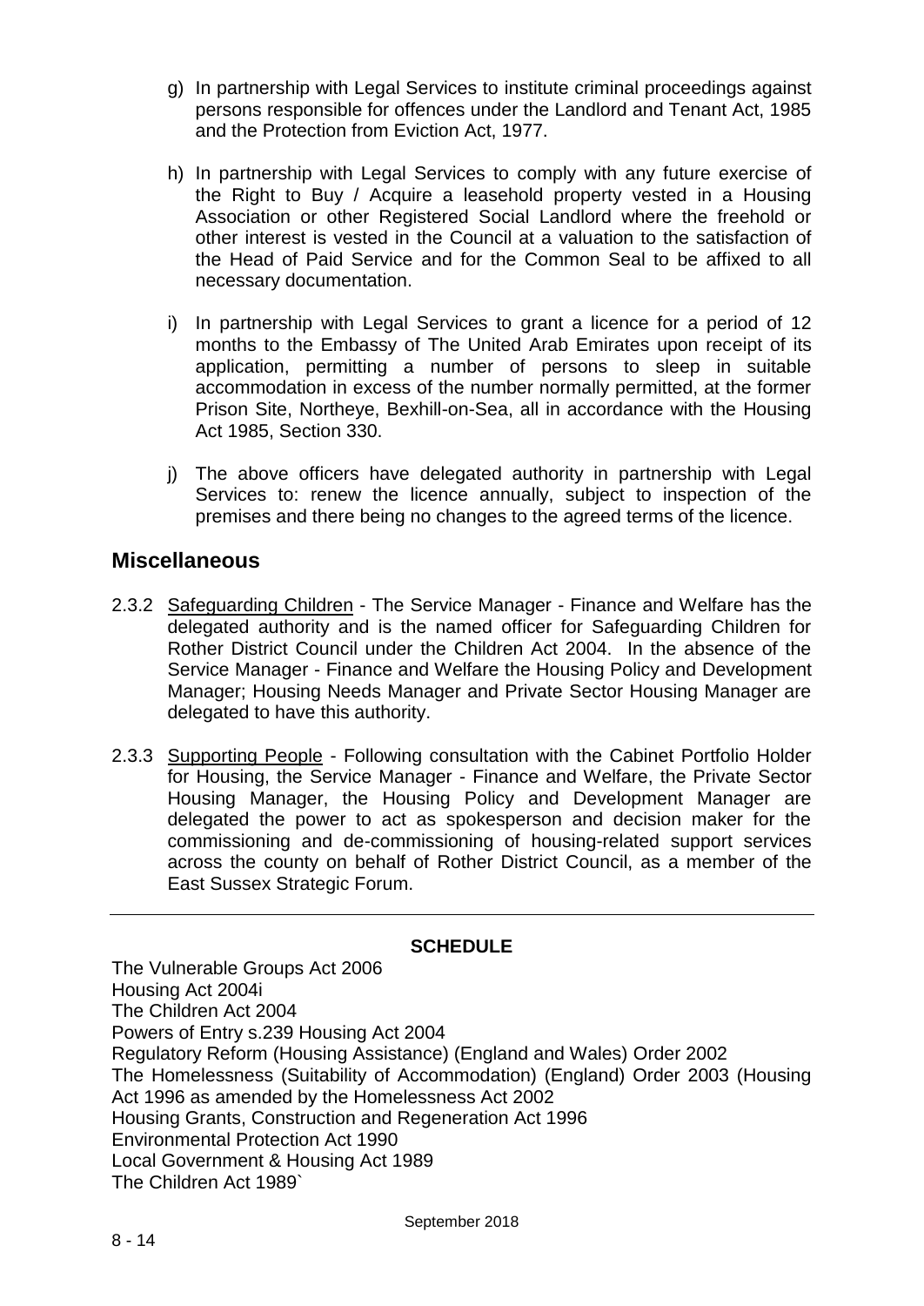g) In partnership with Legal Services to institute criminal proceedings against persons responsible for offences under the Landlord and Tenant Act, 1985 and the Protection from Eviction Act, 1977.

h) In partnership with Legal Services to comply with any future exercise of the Right to Buy / Acquire a leasehold property vested in a Housing Association or other Registered Social Landlord where the freehold or other interest is vested in the Council at a valuation to the satisfaction of the Head of Paid Service and for the Common Seal to be affixed to all necessary documentation.

i) In partnership with Legal Services to grant a licence for a period of 12 months to the Embassy of The United Arab Emirates upon receipt of its application, permitting a number of persons to sleep in suitable accommodation in excess of the number normally permitted, at the former Prison Site, Northeye, Bexhill-on-Sea, all in accordance with the Housing Act 1985, Section 330.

j) The above officers have delegated authority in partnership with Legal Services to: renew the licence annually, subject to inspection of the premises and there being no changes to the agreed terms of the licence.

## Miscellaneous

2.3.2 Safeguarding Children - The Service Manager - Finance and Welfare has the delegated authority and is the named officer for Safeguarding Children for Rother District Council under the Children Act 2004. In the absence of the Service Manager - Finance and Welfare the Housing Policy and Development Manager; Housing Needs Manager and Private Sector Housing Manager are delegated to have this authority.

2.3.3 Supporting People - Following consultation with the Cabinet Portfolio Holder for Housing, the Service Manager - Finance and Welfare, the Private Sector Housing Manager, the Housing Policy and Development Manager are delegated the power to act as spokesperson and decision maker for the commissioning and de-commissioning of housing-related support services across the county on behalf of Rother District Council, as a member of the East Sussex Strategic Forum.

---

**SCHEDULE**

The Vulnerable Groups Act 2006
Housing Act 2004i
The Children Act 2004
Powers of Entry s.239 Housing Act 2004
Regulatory Reform (Housing Assistance) (England and Wales) Order 2002
The Homelessness (Suitability of Accommodation) (England) Order 2003 (Housing Act 1996 as amended by the Homelessness Act 2002
Housing Grants, Construction and Regeneration Act 1996
Environmental Protection Act 1990
Local Government & Housing Act 1989
The Children Act 1989`

September 2018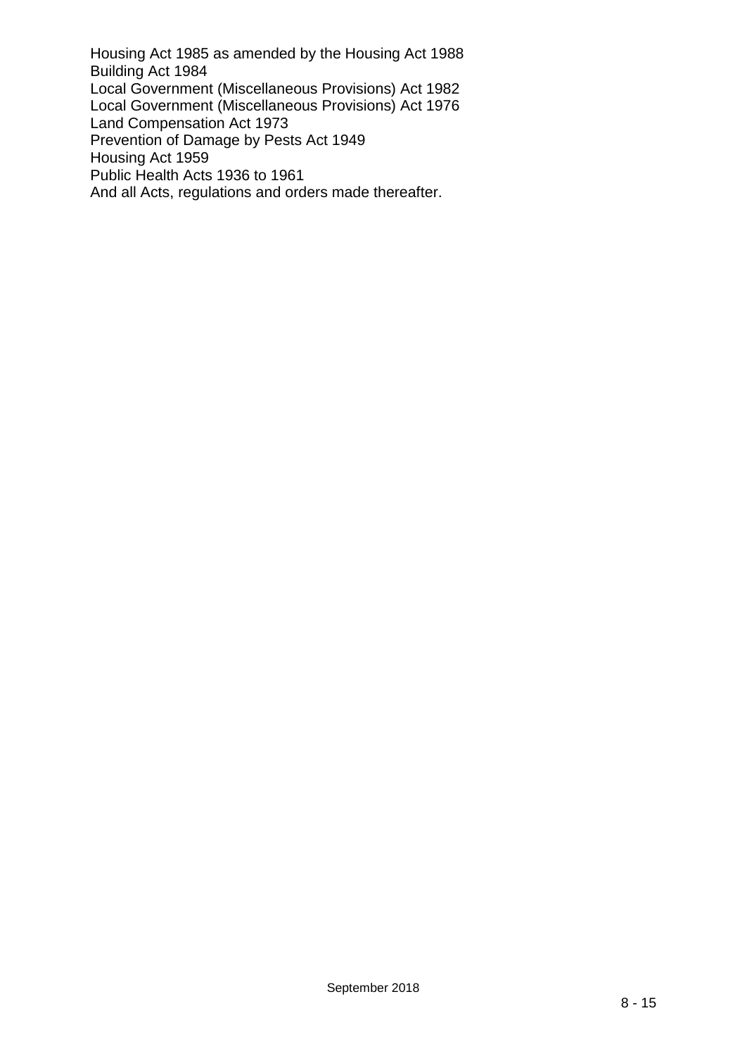Housing Act 1985 as amended by the Housing Act 1988
Building Act 1984
Local Government (Miscellaneous Provisions) Act 1982
Local Government (Miscellaneous Provisions) Act 1976
Land Compensation Act 1973
Prevention of Damage by Pests Act 1949
Housing Act 1959
Public Health Acts 1936 to 1961
And all Acts, regulations and orders made thereafter.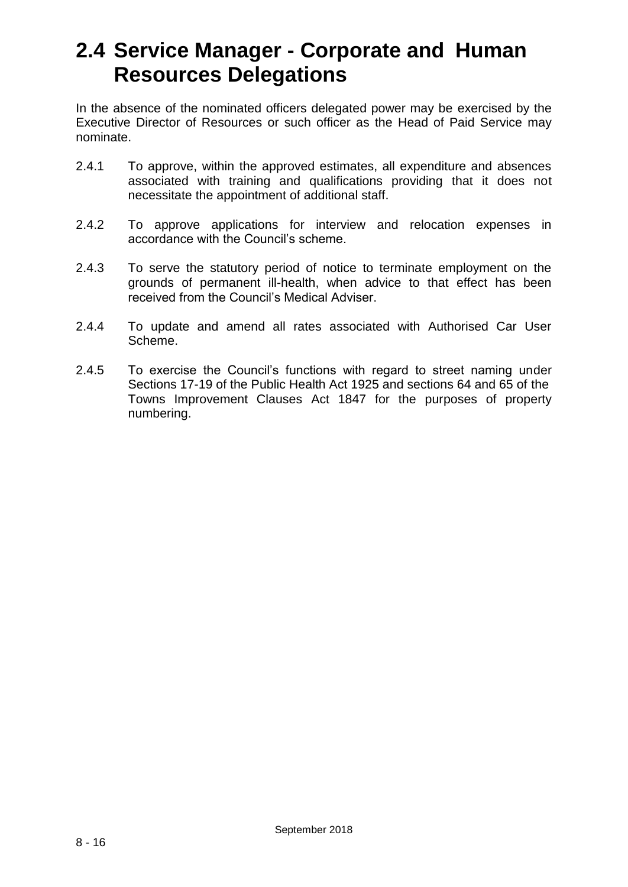## 2.4 Service Manager - Corporate and Human Resources Delegations

In the absence of the nominated officers delegated power may be exercised by the Executive Director of Resources or such officer as the Head of Paid Service may nominate.

2.4.1 To approve, within the approved estimates, all expenditure and absences associated with training and qualifications providing that it does not necessitate the appointment of additional staff.

2.4.2 To approve applications for interview and relocation expenses in accordance with the Council's scheme.

2.4.3 To serve the statutory period of notice to terminate employment on the grounds of permanent ill-health, when advice to that effect has been received from the Council's Medical Adviser.

2.4.4 To update and amend all rates associated with Authorised Car User Scheme.

2.4.5 To exercise the Council's functions with regard to street naming under Sections 17-19 of the Public Health Act 1925 and sections 64 and 65 of the Towns Improvement Clauses Act 1847 for the purposes of property numbering.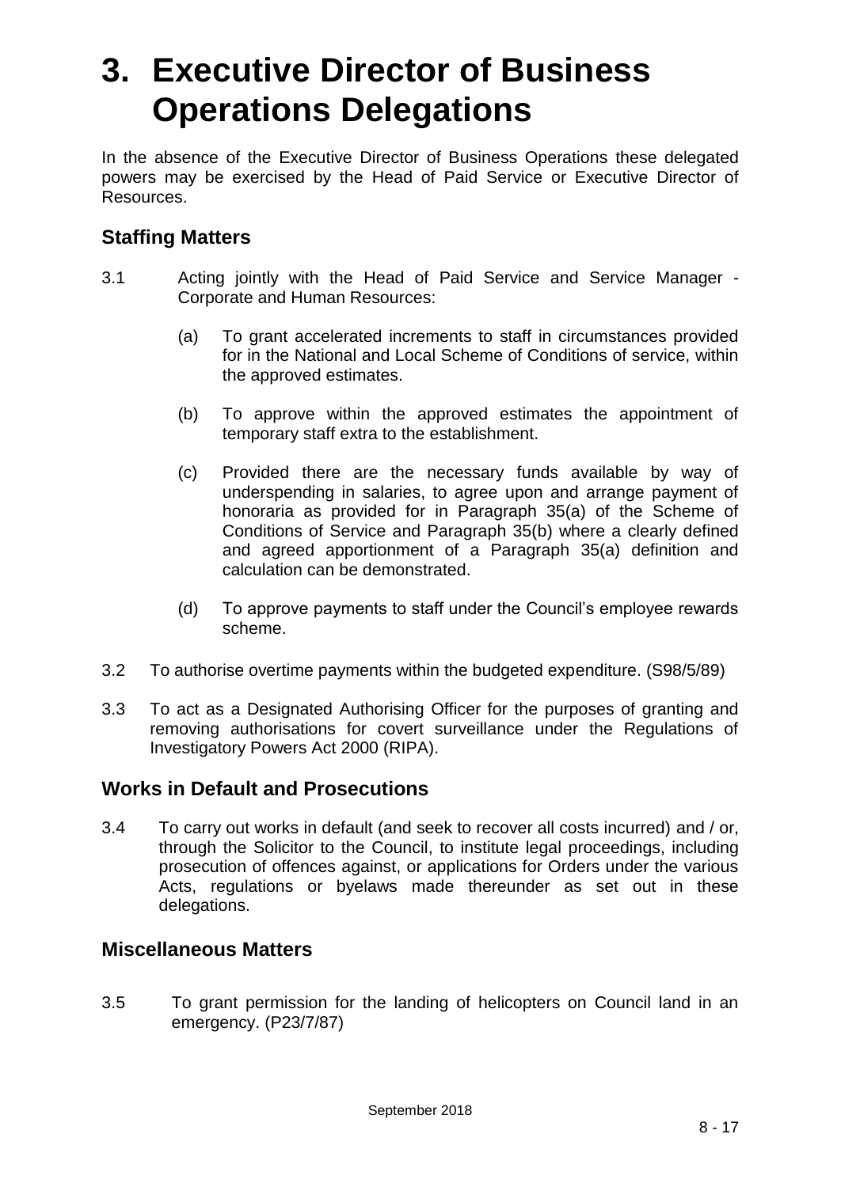# 3. Executive Director of Business Operations Delegations

In the absence of the Executive Director of Business Operations these delegated powers may be exercised by the Head of Paid Service or Executive Director of Resources.

## Staffing Matters

3.1 Acting jointly with the Head of Paid Service and Service Manager - Corporate and Human Resources:

(a) To grant accelerated increments to staff in circumstances provided for in the National and Local Scheme of Conditions of service, within the approved estimates.

(b) To approve within the approved estimates the appointment of temporary staff extra to the establishment.

(c) Provided there are the necessary funds available by way of underspending in salaries, to agree upon and arrange payment of honoraria as provided for in Paragraph 35(a) of the Scheme of Conditions of Service and Paragraph 35(b) where a clearly defined and agreed apportionment of a Paragraph 35(a) definition and calculation can be demonstrated.

(d) To approve payments to staff under the Council's employee rewards scheme.

3.2 To authorise overtime payments within the budgeted expenditure. (S98/5/89)

3.3 To act as a Designated Authorising Officer for the purposes of granting and removing authorisations for covert surveillance under the Regulations of Investigatory Powers Act 2000 (RIPA).

## Works in Default and Prosecutions

3.4 To carry out works in default (and seek to recover all costs incurred) and / or, through the Solicitor to the Council, to institute legal proceedings, including prosecution of offences against, or applications for Orders under the various Acts, regulations or byelaws made thereunder as set out in these delegations.

## Miscellaneous Matters

3.5 To grant permission for the landing of helicopters on Council land in an emergency. (P23/7/87)

September 2018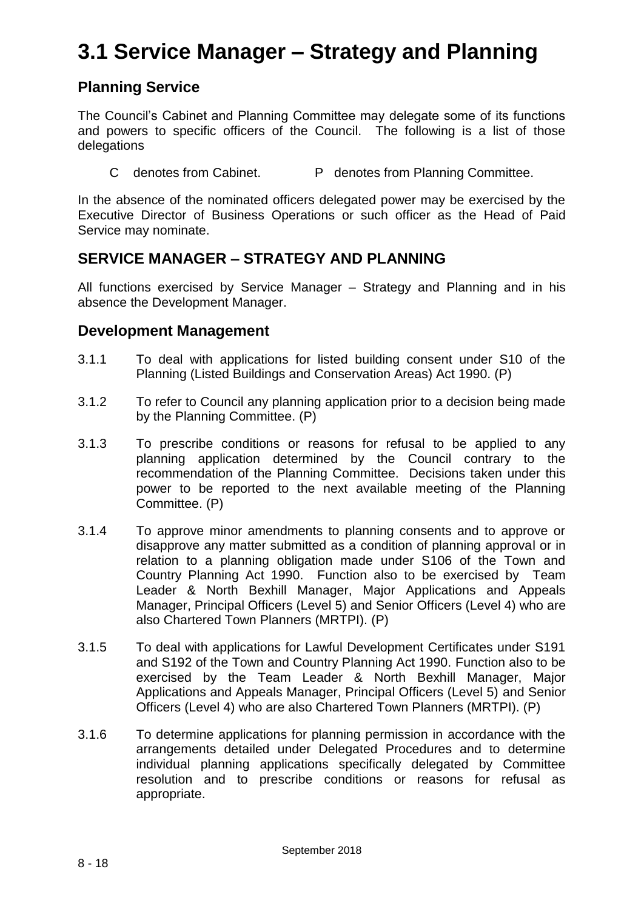# 3.1 Service Manager – Strategy and Planning

## Planning Service

The Council's Cabinet and Planning Committee may delegate some of its functions and powers to specific officers of the Council. The following is a list of those delegations

C denotes from Cabinet. P denotes from Planning Committee.

In the absence of the nominated officers delegated power may be exercised by the Executive Director of Business Operations or such officer as the Head of Paid Service may nominate.

## SERVICE MANAGER – STRATEGY AND PLANNING

All functions exercised by Service Manager – Strategy and Planning and in his absence the Development Manager.

## Development Management

3.1.1 To deal with applications for listed building consent under S10 of the Planning (Listed Buildings and Conservation Areas) Act 1990. (P)

3.1.2 To refer to Council any planning application prior to a decision being made by the Planning Committee. (P)

3.1.3 To prescribe conditions or reasons for refusal to be applied to any planning application determined by the Council contrary to the recommendation of the Planning Committee. Decisions taken under this power to be reported to the next available meeting of the Planning Committee. (P)

3.1.4 To approve minor amendments to planning consents and to approve or disapprove any matter submitted as a condition of planning approval or in relation to a planning obligation made under S106 of the Town and Country Planning Act 1990. Function also to be exercised by Team Leader & North Bexhill Manager, Major Applications and Appeals Manager, Principal Officers (Level 5) and Senior Officers (Level 4) who are also Chartered Town Planners (MRTPI). (P)

3.1.5 To deal with applications for Lawful Development Certificates under S191 and S192 of the Town and Country Planning Act 1990. Function also to be exercised by the Team Leader & North Bexhill Manager, Major Applications and Appeals Manager, Principal Officers (Level 5) and Senior Officers (Level 4) who are also Chartered Town Planners (MRTPI). (P)

3.1.6 To determine applications for planning permission in accordance with the arrangements detailed under Delegated Procedures and to determine individual planning applications specifically delegated by Committee resolution and to prescribe conditions or reasons for refusal as appropriate.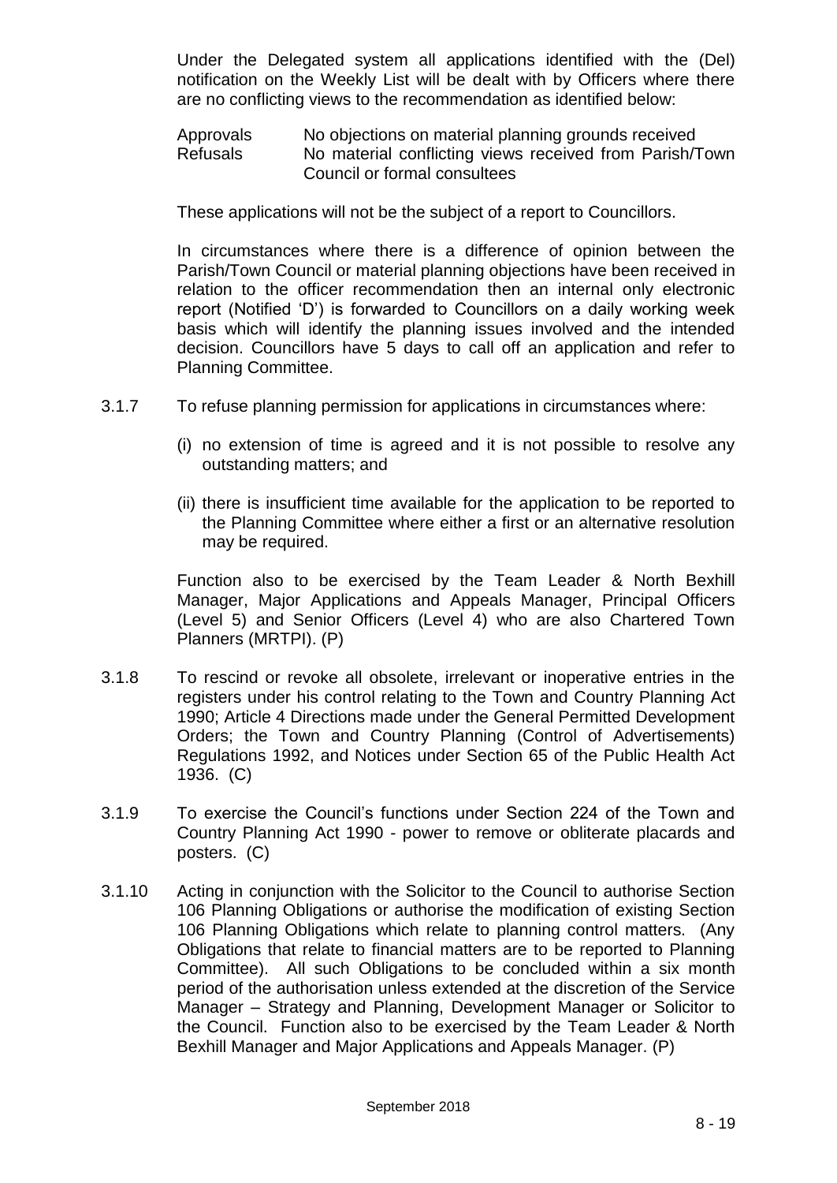Under the Delegated system all applications identified with the (Del) notification on the Weekly List will be dealt with by Officers where there are no conflicting views to the recommendation as identified below:

| | |
|---|---|
| Approvals | No objections on material planning grounds received |
| Refusals | No material conflicting views received from Parish/Town Council or formal consultees |

These applications will not be the subject of a report to Councillors.

In circumstances where there is a difference of opinion between the Parish/Town Council or material planning objections have been received in relation to the officer recommendation then an internal only electronic report (Notified 'D') is forwarded to Councillors on a daily working week basis which will identify the planning issues involved and the intended decision. Councillors have 5 days to call off an application and refer to Planning Committee.

3.1.7 To refuse planning permission for applications in circumstances where:

(i) no extension of time is agreed and it is not possible to resolve any outstanding matters; and

(ii) there is insufficient time available for the application to be reported to the Planning Committee where either a first or an alternative resolution may be required.

Function also to be exercised by the Team Leader & North Bexhill Manager, Major Applications and Appeals Manager, Principal Officers (Level 5) and Senior Officers (Level 4) who are also Chartered Town Planners (MRTPI). (P)

3.1.8 To rescind or revoke all obsolete, irrelevant or inoperative entries in the registers under his control relating to the Town and Country Planning Act 1990; Article 4 Directions made under the General Permitted Development Orders; the Town and Country Planning (Control of Advertisements) Regulations 1992, and Notices under Section 65 of the Public Health Act 1936. (C)

3.1.9 To exercise the Council's functions under Section 224 of the Town and Country Planning Act 1990 - power to remove or obliterate placards and posters. (C)

3.1.10 Acting in conjunction with the Solicitor to the Council to authorise Section 106 Planning Obligations or authorise the modification of existing Section 106 Planning Obligations which relate to planning control matters. (Any Obligations that relate to financial matters are to be reported to Planning Committee). All such Obligations to be concluded within a six month period of the authorisation unless extended at the discretion of the Service Manager – Strategy and Planning, Development Manager or Solicitor to the Council. Function also to be exercised by the Team Leader & North Bexhill Manager and Major Applications and Appeals Manager. (P)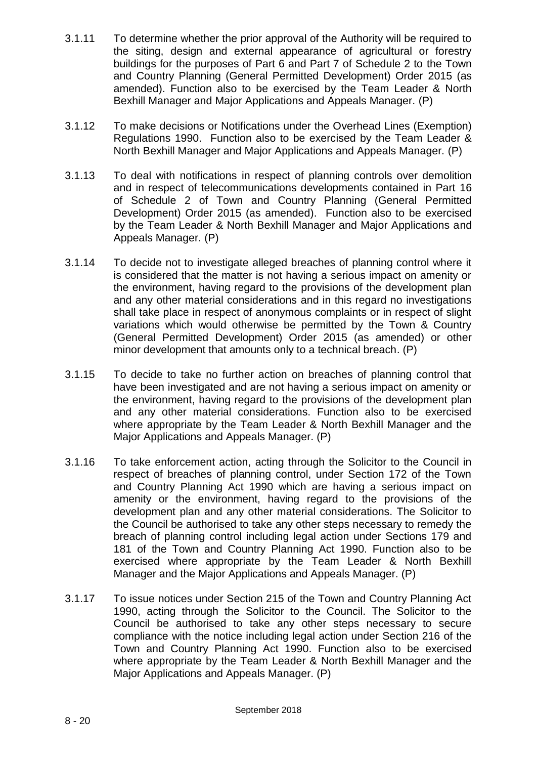3.1.11 To determine whether the prior approval of the Authority will be required to the siting, design and external appearance of agricultural or forestry buildings for the purposes of Part 6 and Part 7 of Schedule 2 to the Town and Country Planning (General Permitted Development) Order 2015 (as amended). Function also to be exercised by the Team Leader & North Bexhill Manager and Major Applications and Appeals Manager. (P)

3.1.12 To make decisions or Notifications under the Overhead Lines (Exemption) Regulations 1990. Function also to be exercised by the Team Leader & North Bexhill Manager and Major Applications and Appeals Manager. (P)

3.1.13 To deal with notifications in respect of planning controls over demolition and in respect of telecommunications developments contained in Part 16 of Schedule 2 of Town and Country Planning (General Permitted Development) Order 2015 (as amended). Function also to be exercised by the Team Leader & North Bexhill Manager and Major Applications and Appeals Manager. (P)

3.1.14 To decide not to investigate alleged breaches of planning control where it is considered that the matter is not having a serious impact on amenity or the environment, having regard to the provisions of the development plan and any other material considerations and in this regard no investigations shall take place in respect of anonymous complaints or in respect of slight variations which would otherwise be permitted by the Town & Country (General Permitted Development) Order 2015 (as amended) or other minor development that amounts only to a technical breach. (P)

3.1.15 To decide to take no further action on breaches of planning control that have been investigated and are not having a serious impact on amenity or the environment, having regard to the provisions of the development plan and any other material considerations. Function also to be exercised where appropriate by the Team Leader & North Bexhill Manager and the Major Applications and Appeals Manager. (P)

3.1.16 To take enforcement action, acting through the Solicitor to the Council in respect of breaches of planning control, under Section 172 of the Town and Country Planning Act 1990 which are having a serious impact on amenity or the environment, having regard to the provisions of the development plan and any other material considerations. The Solicitor to the Council be authorised to take any other steps necessary to remedy the breach of planning control including legal action under Sections 179 and 181 of the Town and Country Planning Act 1990. Function also to be exercised where appropriate by the Team Leader & North Bexhill Manager and the Major Applications and Appeals Manager. (P)

3.1.17 To issue notices under Section 215 of the Town and Country Planning Act 1990, acting through the Solicitor to the Council. The Solicitor to the Council be authorised to take any other steps necessary to secure compliance with the notice including legal action under Section 216 of the Town and Country Planning Act 1990. Function also to be exercised where appropriate by the Team Leader & North Bexhill Manager and the Major Applications and Appeals Manager. (P)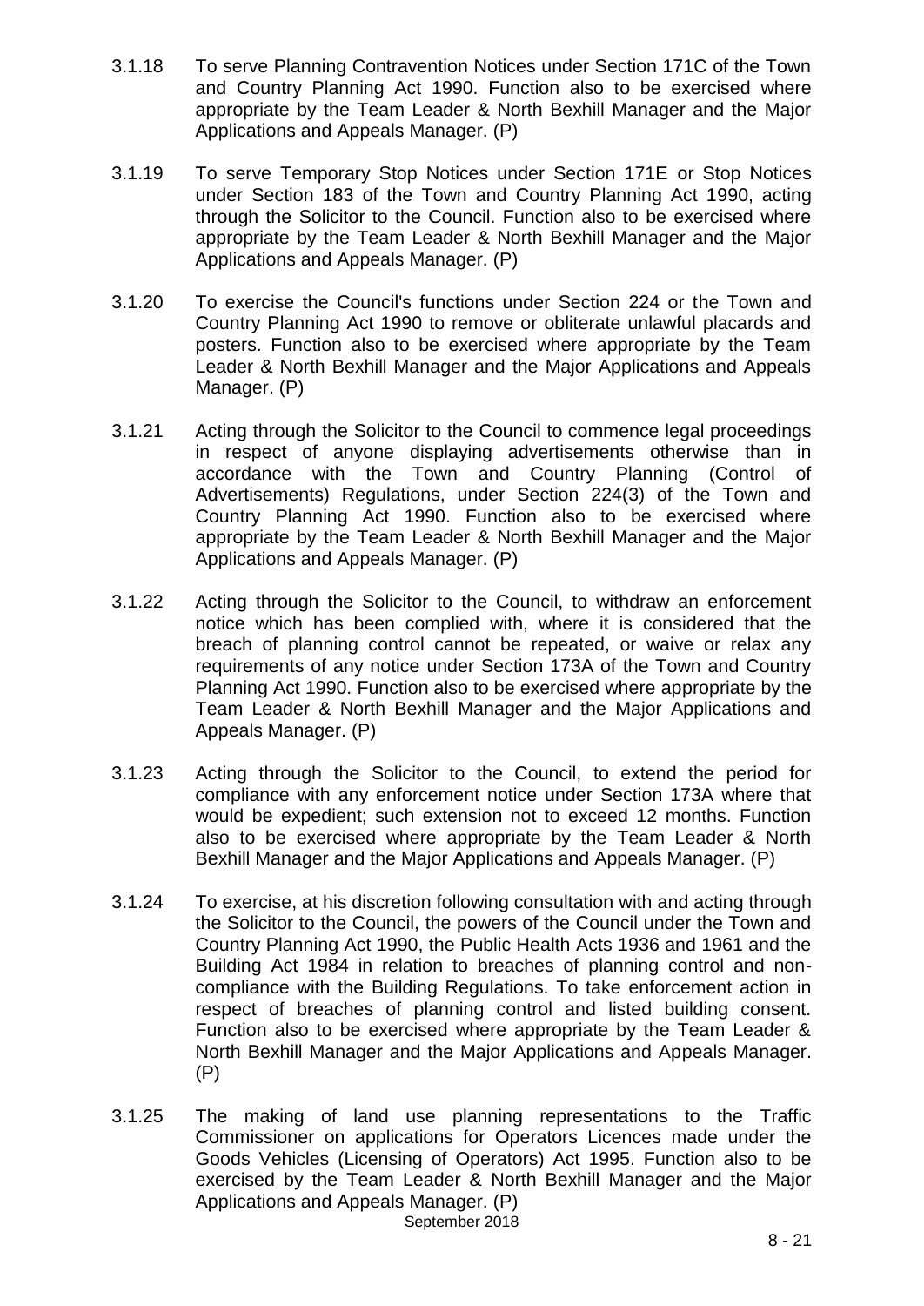3.1.18 To serve Planning Contravention Notices under Section 171C of the Town and Country Planning Act 1990. Function also to be exercised where appropriate by the Team Leader & North Bexhill Manager and the Major Applications and Appeals Manager. (P)

3.1.19 To serve Temporary Stop Notices under Section 171E or Stop Notices under Section 183 of the Town and Country Planning Act 1990, acting through the Solicitor to the Council. Function also to be exercised where appropriate by the Team Leader & North Bexhill Manager and the Major Applications and Appeals Manager. (P)

3.1.20 To exercise the Council's functions under Section 224 or the Town and Country Planning Act 1990 to remove or obliterate unlawful placards and posters. Function also to be exercised where appropriate by the Team Leader & North Bexhill Manager and the Major Applications and Appeals Manager. (P)

3.1.21 Acting through the Solicitor to the Council to commence legal proceedings in respect of anyone displaying advertisements otherwise than in accordance with the Town and Country Planning (Control of Advertisements) Regulations, under Section 224(3) of the Town and Country Planning Act 1990. Function also to be exercised where appropriate by the Team Leader & North Bexhill Manager and the Major Applications and Appeals Manager. (P)

3.1.22 Acting through the Solicitor to the Council, to withdraw an enforcement notice which has been complied with, where it is considered that the breach of planning control cannot be repeated, or waive or relax any requirements of any notice under Section 173A of the Town and Country Planning Act 1990. Function also to be exercised where appropriate by the Team Leader & North Bexhill Manager and the Major Applications and Appeals Manager. (P)

3.1.23 Acting through the Solicitor to the Council, to extend the period for compliance with any enforcement notice under Section 173A where that would be expedient; such extension not to exceed 12 months. Function also to be exercised where appropriate by the Team Leader & North Bexhill Manager and the Major Applications and Appeals Manager. (P)

3.1.24 To exercise, at his discretion following consultation with and acting through the Solicitor to the Council, the powers of the Council under the Town and Country Planning Act 1990, the Public Health Acts 1936 and 1961 and the Building Act 1984 in relation to breaches of planning control and non-compliance with the Building Regulations. To take enforcement action in respect of breaches of planning control and listed building consent. Function also to be exercised where appropriate by the Team Leader & North Bexhill Manager and the Major Applications and Appeals Manager. (P)

3.1.25 The making of land use planning representations to the Traffic Commissioner on applications for Operators Licences made under the Goods Vehicles (Licensing of Operators) Act 1995. Function also to be exercised by the Team Leader & North Bexhill Manager and the Major Applications and Appeals Manager. (P)

September 2018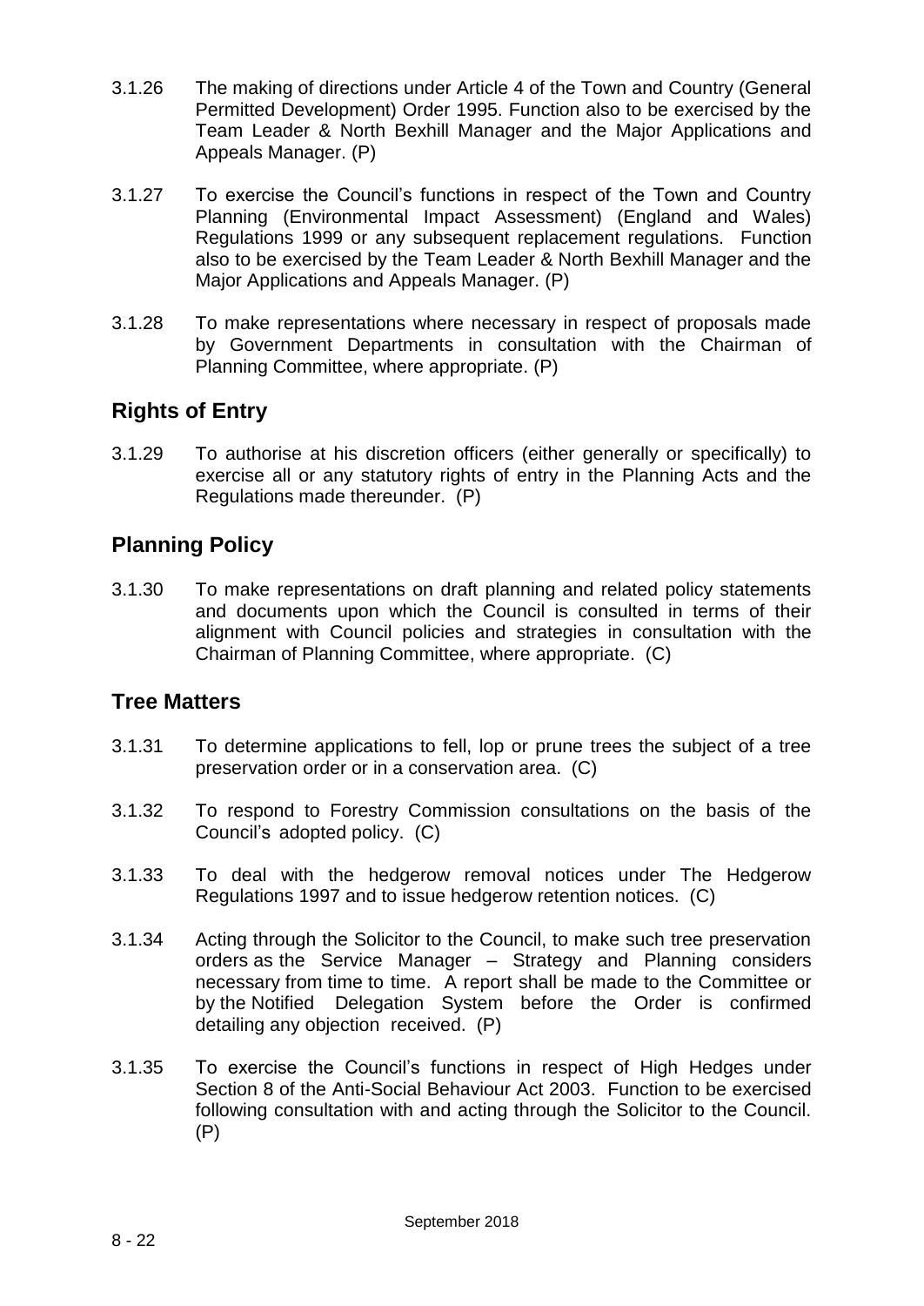3.1.26 The making of directions under Article 4 of the Town and Country (General Permitted Development) Order 1995. Function also to be exercised by the Team Leader & North Bexhill Manager and the Major Applications and Appeals Manager. (P)

3.1.27 To exercise the Council's functions in respect of the Town and Country Planning (Environmental Impact Assessment) (England and Wales) Regulations 1999 or any subsequent replacement regulations. Function also to be exercised by the Team Leader & North Bexhill Manager and the Major Applications and Appeals Manager. (P)

3.1.28 To make representations where necessary in respect of proposals made by Government Departments in consultation with the Chairman of Planning Committee, where appropriate. (P)

## Rights of Entry

3.1.29 To authorise at his discretion officers (either generally or specifically) to exercise all or any statutory rights of entry in the Planning Acts and the Regulations made thereunder. (P)

## Planning Policy

3.1.30 To make representations on draft planning and related policy statements and documents upon which the Council is consulted in terms of their alignment with Council policies and strategies in consultation with the Chairman of Planning Committee, where appropriate. (C)

## Tree Matters

3.1.31 To determine applications to fell, lop or prune trees the subject of a tree preservation order or in a conservation area. (C)

3.1.32 To respond to Forestry Commission consultations on the basis of the Council's adopted policy. (C)

3.1.33 To deal with the hedgerow removal notices under The Hedgerow Regulations 1997 and to issue hedgerow retention notices. (C)

3.1.34 Acting through the Solicitor to the Council, to make such tree preservation orders as the Service Manager – Strategy and Planning considers necessary from time to time. A report shall be made to the Committee or by the Notified Delegation System before the Order is confirmed detailing any objection received. (P)

3.1.35 To exercise the Council's functions in respect of High Hedges under Section 8 of the Anti-Social Behaviour Act 2003. Function to be exercised following consultation with and acting through the Solicitor to the Council. (P)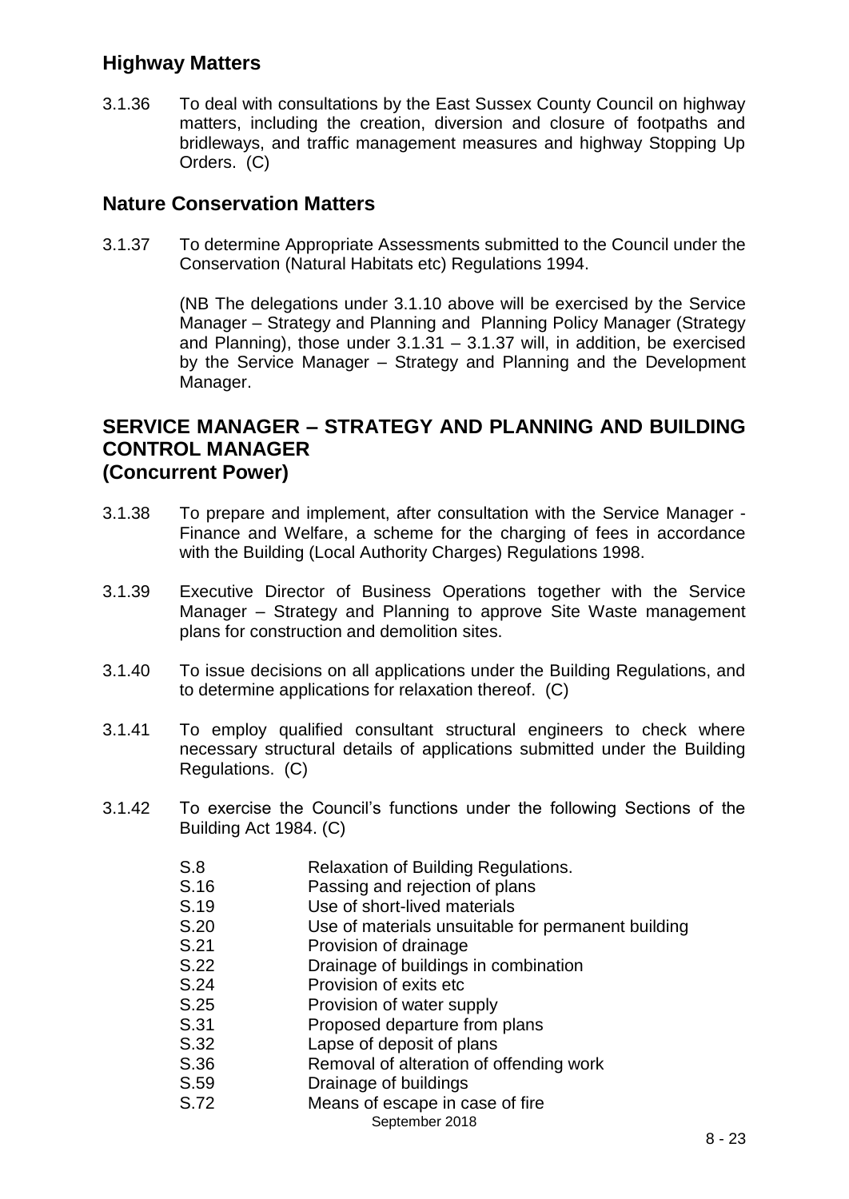## Highway Matters

3.1.36 To deal with consultations by the East Sussex County Council on highway matters, including the creation, diversion and closure of footpaths and bridleways, and traffic management measures and highway Stopping Up Orders. (C)

## Nature Conservation Matters

3.1.37 To determine Appropriate Assessments submitted to the Council under the Conservation (Natural Habitats etc) Regulations 1994.

(NB The delegations under 3.1.10 above will be exercised by the Service Manager – Strategy and Planning and Planning Policy Manager (Strategy and Planning), those under 3.1.31 – 3.1.37 will, in addition, be exercised by the Service Manager – Strategy and Planning and the Development Manager.

## SERVICE MANAGER – STRATEGY AND PLANNING AND BUILDING CONTROL MANAGER
## (Concurrent Power)

3.1.38 To prepare and implement, after consultation with the Service Manager - Finance and Welfare, a scheme for the charging of fees in accordance with the Building (Local Authority Charges) Regulations 1998.

3.1.39 Executive Director of Business Operations together with the Service Manager – Strategy and Planning to approve Site Waste management plans for construction and demolition sites.

3.1.40 To issue decisions on all applications under the Building Regulations, and to determine applications for relaxation thereof. (C)

3.1.41 To employ qualified consultant structural engineers to check where necessary structural details of applications submitted under the Building Regulations. (C)

3.1.42 To exercise the Council's functions under the following Sections of the Building Act 1984. (C)

| | |
|---|---|
| S.8 | Relaxation of Building Regulations. |
| S.16 | Passing and rejection of plans |
| S.19 | Use of short-lived materials |
| S.20 | Use of materials unsuitable for permanent building |
| S.21 | Provision of drainage |
| S.22 | Drainage of buildings in combination |
| S.24 | Provision of exits etc |
| S.25 | Provision of water supply |
| S.31 | Proposed departure from plans |
| S.32 | Lapse of deposit of plans |
| S.36 | Removal of alteration of offending work |
| S.59 | Drainage of buildings |
| S.72 | Means of escape in case of fire |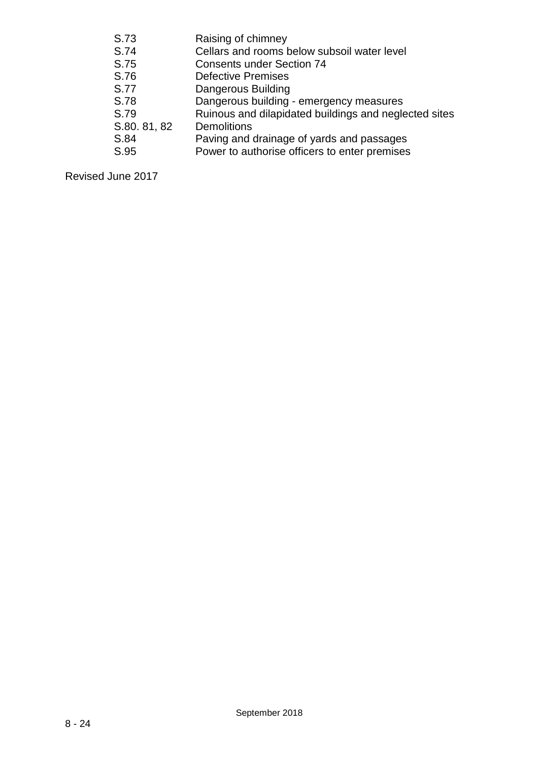| | |
|---|---|
| S.73 | Raising of chimney |
| S.74 | Cellars and rooms below subsoil water level |
| S.75 | Consents under Section 74 |
| S.76 | Defective Premises |
| S.77 | Dangerous Building |
| S.78 | Dangerous building - emergency measures |
| S.79 | Ruinous and dilapidated buildings and neglected sites |
| S.80. 81, 82 | Demolitions |
| S.84 | Paving and drainage of yards and passages |
| S.95 | Power to authorise officers to enter premises |

Revised June 2017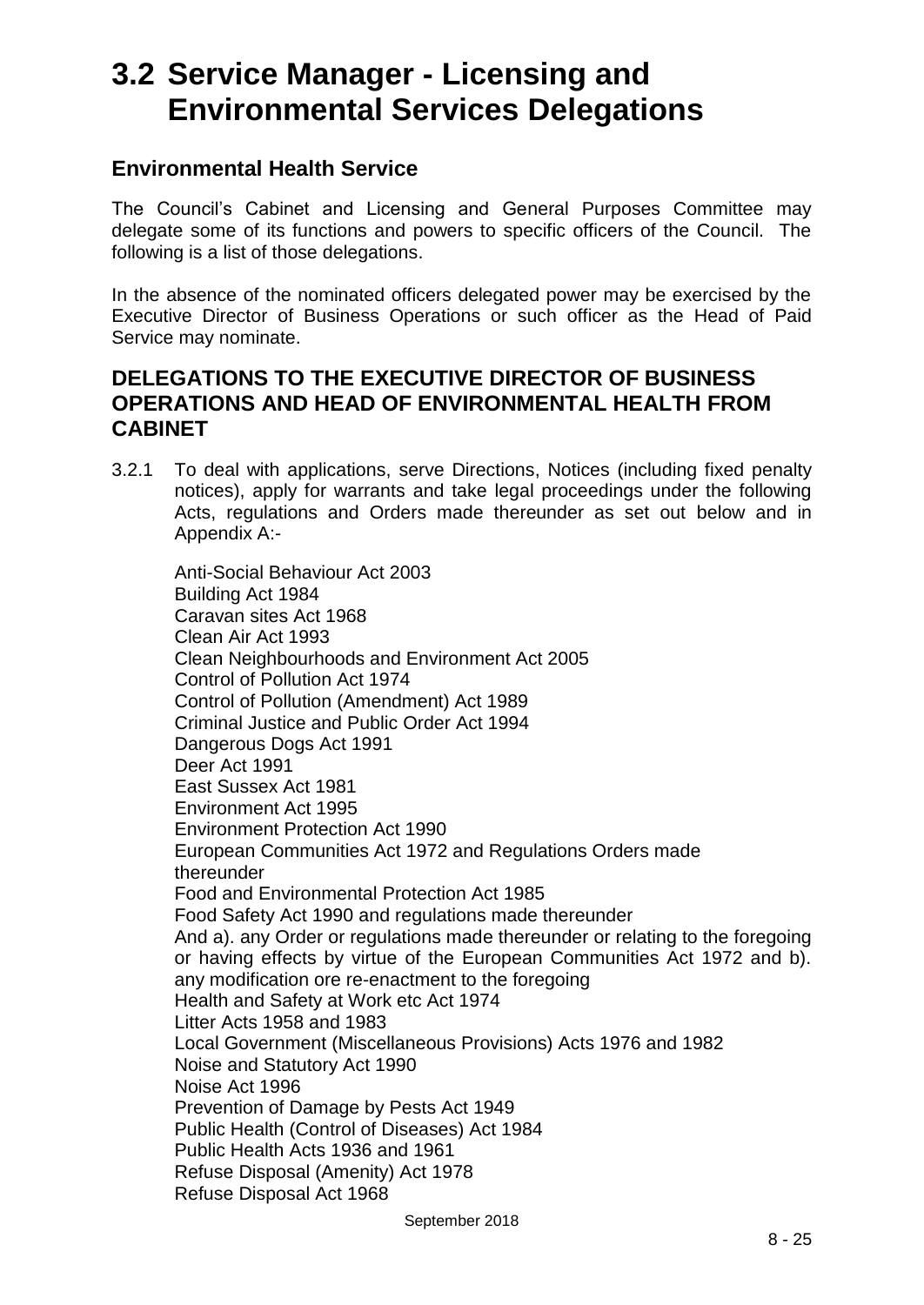# 3.2 Service Manager - Licensing and Environmental Services Delegations

## Environmental Health Service

The Council's Cabinet and Licensing and General Purposes Committee may delegate some of its functions and powers to specific officers of the Council. The following is a list of those delegations.

In the absence of the nominated officers delegated power may be exercised by the Executive Director of Business Operations or such officer as the Head of Paid Service may nominate.

## DELEGATIONS TO THE EXECUTIVE DIRECTOR OF BUSINESS OPERATIONS AND HEAD OF ENVIRONMENTAL HEALTH FROM CABINET

3.2.1 To deal with applications, serve Directions, Notices (including fixed penalty notices), apply for warrants and take legal proceedings under the following Acts, regulations and Orders made thereunder as set out below and in Appendix A:-

Anti-Social Behaviour Act 2003
Building Act 1984
Caravan sites Act 1968
Clean Air Act 1993
Clean Neighbourhoods and Environment Act 2005
Control of Pollution Act 1974
Control of Pollution (Amendment) Act 1989
Criminal Justice and Public Order Act 1994
Dangerous Dogs Act 1991
Deer Act 1991
East Sussex Act 1981
Environment Act 1995
Environment Protection Act 1990
European Communities Act 1972 and Regulations Orders made thereunder
Food and Environmental Protection Act 1985
Food Safety Act 1990 and regulations made thereunder
And a). any Order or regulations made thereunder or relating to the foregoing or having effects by virtue of the European Communities Act 1972 and b). any modification ore re-enactment to the foregoing
Health and Safety at Work etc Act 1974
Litter Acts 1958 and 1983
Local Government (Miscellaneous Provisions) Acts 1976 and 1982
Noise and Statutory Act 1990
Noise Act 1996
Prevention of Damage by Pests Act 1949
Public Health (Control of Diseases) Act 1984
Public Health Acts 1936 and 1961
Refuse Disposal (Amenity) Act 1978
Refuse Disposal Act 1968

September 2018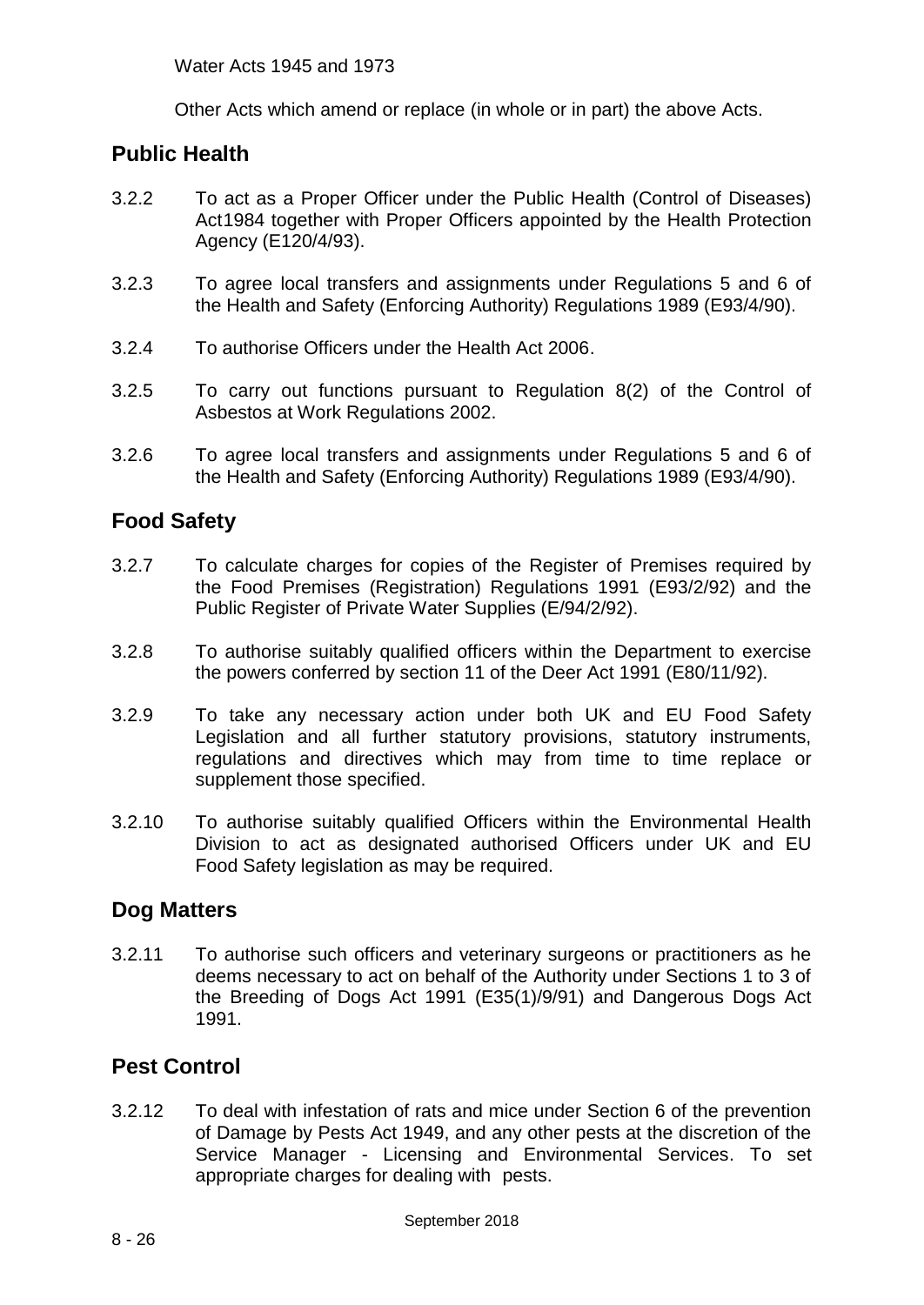Water Acts 1945 and 1973

Other Acts which amend or replace (in whole or in part) the above Acts.

## Public Health

3.2.2 To act as a Proper Officer under the Public Health (Control of Diseases) Act1984 together with Proper Officers appointed by the Health Protection Agency (E120/4/93).

3.2.3 To agree local transfers and assignments under Regulations 5 and 6 of the Health and Safety (Enforcing Authority) Regulations 1989 (E93/4/90).

3.2.4 To authorise Officers under the Health Act 2006.

3.2.5 To carry out functions pursuant to Regulation 8(2) of the Control of Asbestos at Work Regulations 2002.

3.2.6 To agree local transfers and assignments under Regulations 5 and 6 of the Health and Safety (Enforcing Authority) Regulations 1989 (E93/4/90).

## Food Safety

3.2.7 To calculate charges for copies of the Register of Premises required by the Food Premises (Registration) Regulations 1991 (E93/2/92) and the Public Register of Private Water Supplies (E/94/2/92).

3.2.8 To authorise suitably qualified officers within the Department to exercise the powers conferred by section 11 of the Deer Act 1991 (E80/11/92).

3.2.9 To take any necessary action under both UK and EU Food Safety Legislation and all further statutory provisions, statutory instruments, regulations and directives which may from time to time replace or supplement those specified.

3.2.10 To authorise suitably qualified Officers within the Environmental Health Division to act as designated authorised Officers under UK and EU Food Safety legislation as may be required.

## Dog Matters

3.2.11 To authorise such officers and veterinary surgeons or practitioners as he deems necessary to act on behalf of the Authority under Sections 1 to 3 of the Breeding of Dogs Act 1991 (E35(1)/9/91) and Dangerous Dogs Act 1991.

## Pest Control

3.2.12 To deal with infestation of rats and mice under Section 6 of the prevention of Damage by Pests Act 1949, and any other pests at the discretion of the Service Manager - Licensing and Environmental Services. To set appropriate charges for dealing with pests.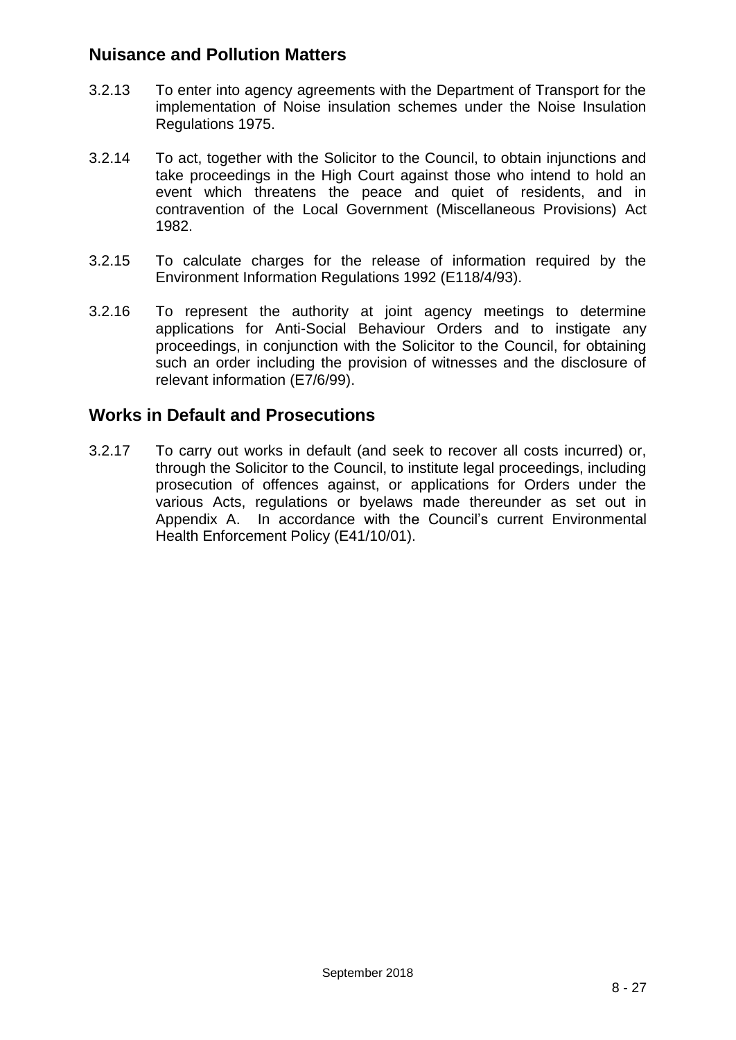## Nuisance and Pollution Matters

3.2.13 To enter into agency agreements with the Department of Transport for the implementation of Noise insulation schemes under the Noise Insulation Regulations 1975.

3.2.14 To act, together with the Solicitor to the Council, to obtain injunctions and take proceedings in the High Court against those who intend to hold an event which threatens the peace and quiet of residents, and in contravention of the Local Government (Miscellaneous Provisions) Act 1982.

3.2.15 To calculate charges for the release of information required by the Environment Information Regulations 1992 (E118/4/93).

3.2.16 To represent the authority at joint agency meetings to determine applications for Anti-Social Behaviour Orders and to instigate any proceedings, in conjunction with the Solicitor to the Council, for obtaining such an order including the provision of witnesses and the disclosure of relevant information (E7/6/99).

## Works in Default and Prosecutions

3.2.17 To carry out works in default (and seek to recover all costs incurred) or, through the Solicitor to the Council, to institute legal proceedings, including prosecution of offences against, or applications for Orders under the various Acts, regulations or byelaws made thereunder as set out in Appendix A. In accordance with the Council's current Environmental Health Enforcement Policy (E41/10/01).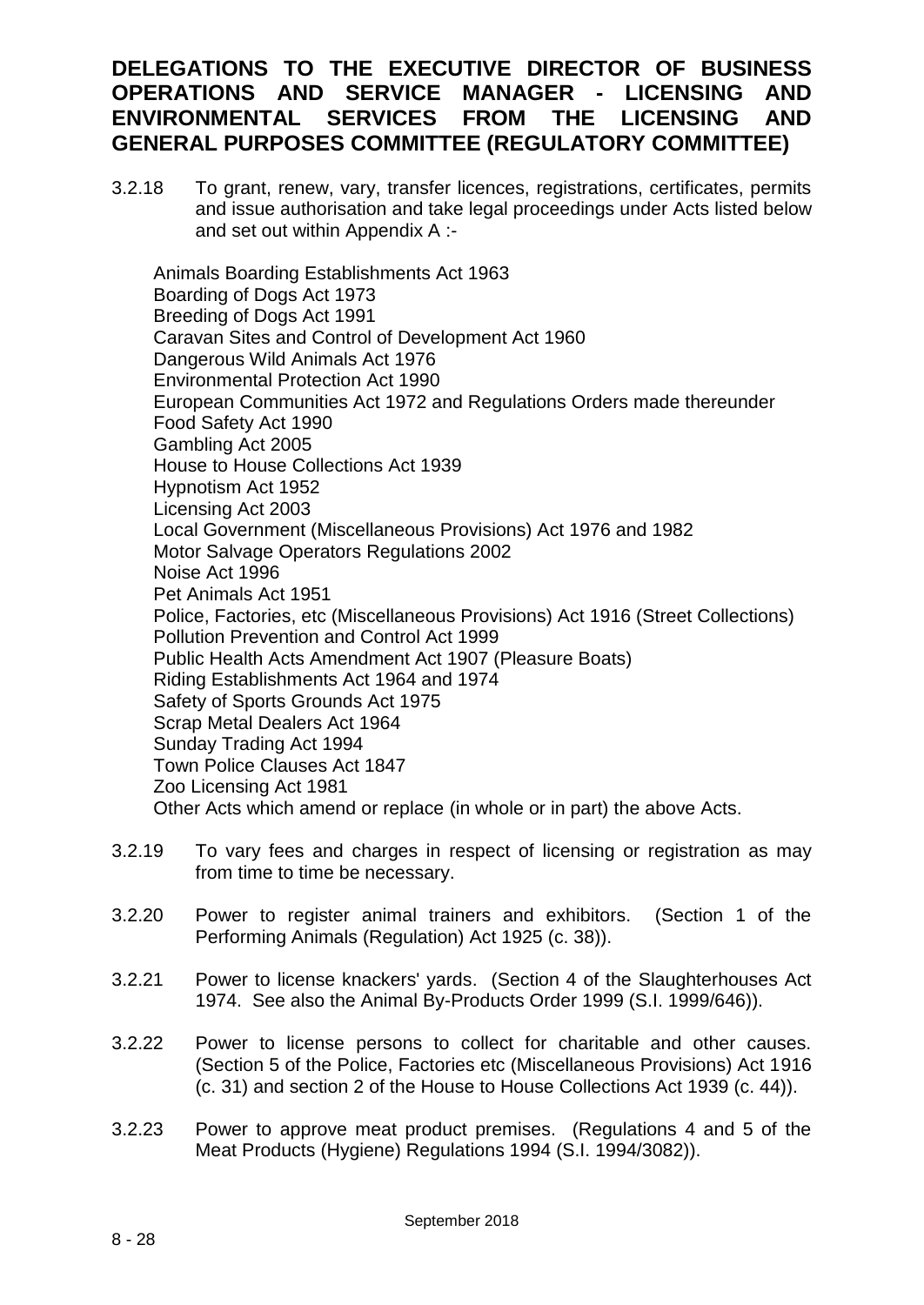## DELEGATIONS TO THE EXECUTIVE DIRECTOR OF BUSINESS OPERATIONS AND SERVICE MANAGER - LICENSING AND ENVIRONMENTAL SERVICES FROM THE LICENSING AND GENERAL PURPOSES COMMITTEE (REGULATORY COMMITTEE)

3.2.18 To grant, renew, vary, transfer licences, registrations, certificates, permits and issue authorisation and take legal proceedings under Acts listed below and set out within Appendix A :-

Animals Boarding Establishments Act 1963
Boarding of Dogs Act 1973
Breeding of Dogs Act 1991
Caravan Sites and Control of Development Act 1960
Dangerous Wild Animals Act 1976
Environmental Protection Act 1990
European Communities Act 1972 and Regulations Orders made thereunder
Food Safety Act 1990
Gambling Act 2005
House to House Collections Act 1939
Hypnotism Act 1952
Licensing Act 2003
Local Government (Miscellaneous Provisions) Act 1976 and 1982
Motor Salvage Operators Regulations 2002
Noise Act 1996
Pet Animals Act 1951
Police, Factories, etc (Miscellaneous Provisions) Act 1916 (Street Collections)
Pollution Prevention and Control Act 1999
Public Health Acts Amendment Act 1907 (Pleasure Boats)
Riding Establishments Act 1964 and 1974
Safety of Sports Grounds Act 1975
Scrap Metal Dealers Act 1964
Sunday Trading Act 1994
Town Police Clauses Act 1847
Zoo Licensing Act 1981
Other Acts which amend or replace (in whole or in part) the above Acts.

3.2.19 To vary fees and charges in respect of licensing or registration as may from time to time be necessary.

3.2.20 Power to register animal trainers and exhibitors. (Section 1 of the Performing Animals (Regulation) Act 1925 (c. 38)).

3.2.21 Power to license knackers' yards. (Section 4 of the Slaughterhouses Act 1974. See also the Animal By-Products Order 1999 (S.I. 1999/646)).

3.2.22 Power to license persons to collect for charitable and other causes. (Section 5 of the Police, Factories etc (Miscellaneous Provisions) Act 1916 (c. 31) and section 2 of the House to House Collections Act 1939 (c. 44)).

3.2.23 Power to approve meat product premises. (Regulations 4 and 5 of the Meat Products (Hygiene) Regulations 1994 (S.I. 1994/3082)).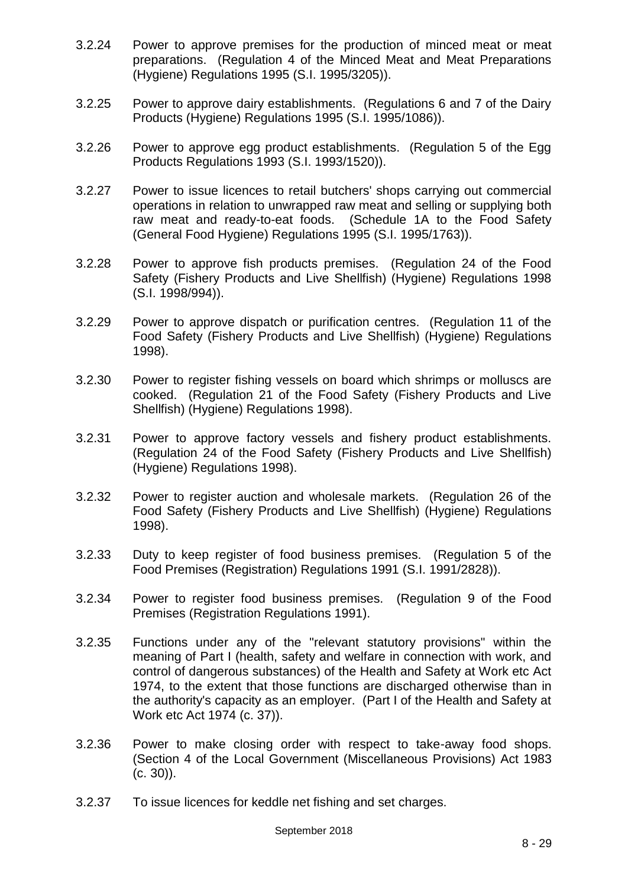3.2.24 Power to approve premises for the production of minced meat or meat preparations. (Regulation 4 of the Minced Meat and Meat Preparations (Hygiene) Regulations 1995 (S.I. 1995/3205)).

3.2.25 Power to approve dairy establishments. (Regulations 6 and 7 of the Dairy Products (Hygiene) Regulations 1995 (S.I. 1995/1086)).

3.2.26 Power to approve egg product establishments. (Regulation 5 of the Egg Products Regulations 1993 (S.I. 1993/1520)).

3.2.27 Power to issue licences to retail butchers' shops carrying out commercial operations in relation to unwrapped raw meat and selling or supplying both raw meat and ready-to-eat foods. (Schedule 1A to the Food Safety (General Food Hygiene) Regulations 1995 (S.I. 1995/1763)).

3.2.28 Power to approve fish products premises. (Regulation 24 of the Food Safety (Fishery Products and Live Shellfish) (Hygiene) Regulations 1998 (S.I. 1998/994)).

3.2.29 Power to approve dispatch or purification centres. (Regulation 11 of the Food Safety (Fishery Products and Live Shellfish) (Hygiene) Regulations 1998).

3.2.30 Power to register fishing vessels on board which shrimps or molluscs are cooked. (Regulation 21 of the Food Safety (Fishery Products and Live Shellfish) (Hygiene) Regulations 1998).

3.2.31 Power to approve factory vessels and fishery product establishments. (Regulation 24 of the Food Safety (Fishery Products and Live Shellfish) (Hygiene) Regulations 1998).

3.2.32 Power to register auction and wholesale markets. (Regulation 26 of the Food Safety (Fishery Products and Live Shellfish) (Hygiene) Regulations 1998).

3.2.33 Duty to keep register of food business premises. (Regulation 5 of the Food Premises (Registration) Regulations 1991 (S.I. 1991/2828)).

3.2.34 Power to register food business premises. (Regulation 9 of the Food Premises (Registration Regulations 1991).

3.2.35 Functions under any of the "relevant statutory provisions" within the meaning of Part I (health, safety and welfare in connection with work, and control of dangerous substances) of the Health and Safety at Work etc Act 1974, to the extent that those functions are discharged otherwise than in the authority's capacity as an employer. (Part I of the Health and Safety at Work etc Act 1974 (c. 37)).

3.2.36 Power to make closing order with respect to take-away food shops. (Section 4 of the Local Government (Miscellaneous Provisions) Act 1983 (c. 30)).

3.2.37 To issue licences for keddle net fishing and set charges.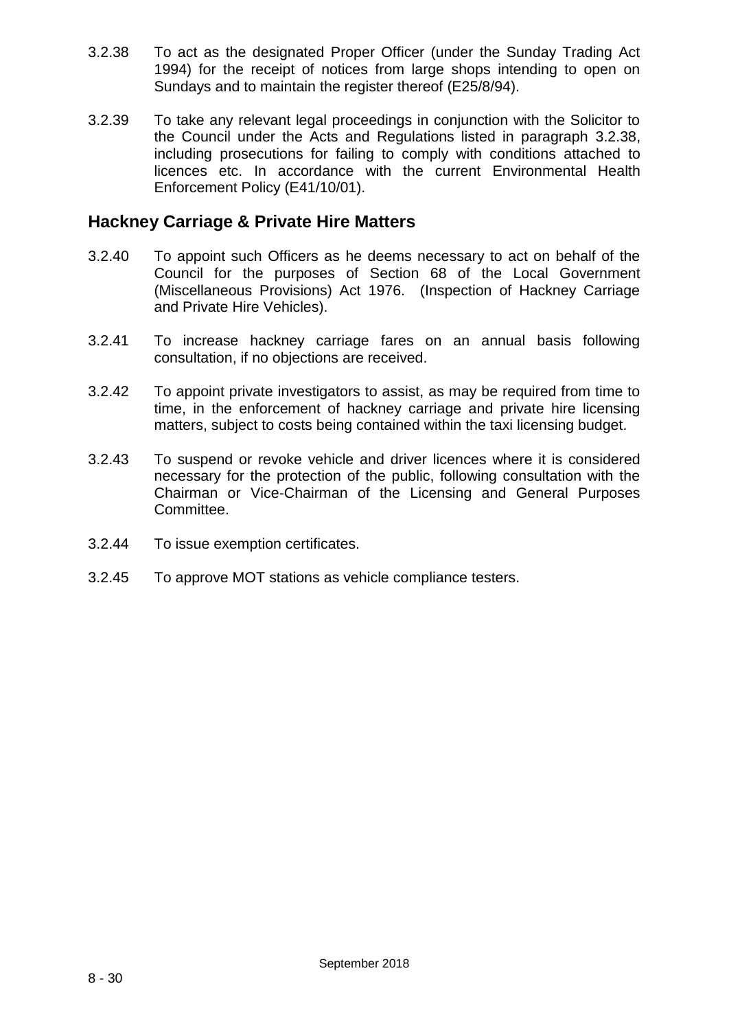3.2.38 To act as the designated Proper Officer (under the Sunday Trading Act 1994) for the receipt of notices from large shops intending to open on Sundays and to maintain the register thereof (E25/8/94).

3.2.39 To take any relevant legal proceedings in conjunction with the Solicitor to the Council under the Acts and Regulations listed in paragraph 3.2.38, including prosecutions for failing to comply with conditions attached to licences etc. In accordance with the current Environmental Health Enforcement Policy (E41/10/01).

## Hackney Carriage & Private Hire Matters

3.2.40 To appoint such Officers as he deems necessary to act on behalf of the Council for the purposes of Section 68 of the Local Government (Miscellaneous Provisions) Act 1976. (Inspection of Hackney Carriage and Private Hire Vehicles).

3.2.41 To increase hackney carriage fares on an annual basis following consultation, if no objections are received.

3.2.42 To appoint private investigators to assist, as may be required from time to time, in the enforcement of hackney carriage and private hire licensing matters, subject to costs being contained within the taxi licensing budget.

3.2.43 To suspend or revoke vehicle and driver licences where it is considered necessary for the protection of the public, following consultation with the Chairman or Vice-Chairman of the Licensing and General Purposes Committee.

3.2.44 To issue exemption certificates.

3.2.45 To approve MOT stations as vehicle compliance testers.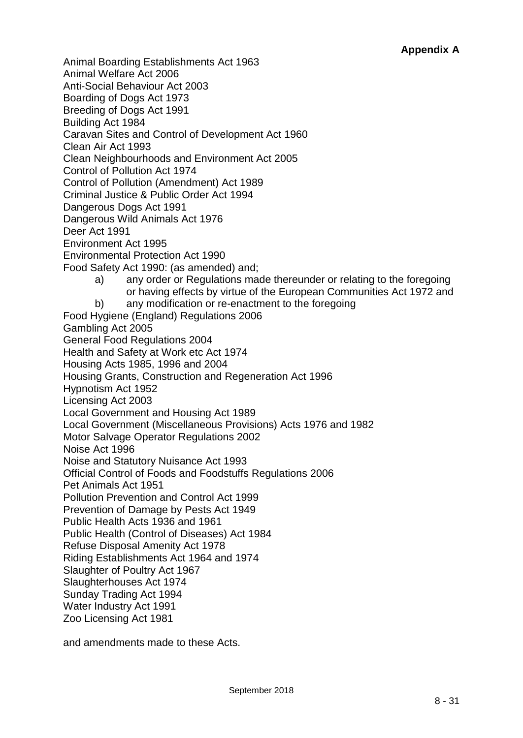**Appendix A**

Animal Boarding Establishments Act 1963
Animal Welfare Act 2006
Anti-Social Behaviour Act 2003
Boarding of Dogs Act 1973
Breeding of Dogs Act 1991
Building Act 1984
Caravan Sites and Control of Development Act 1960
Clean Air Act 1993
Clean Neighbourhoods and Environment Act 2005
Control of Pollution Act 1974
Control of Pollution (Amendment) Act 1989
Criminal Justice & Public Order Act 1994
Dangerous Dogs Act 1991
Dangerous Wild Animals Act 1976
Deer Act 1991
Environment Act 1995
Environmental Protection Act 1990
Food Safety Act 1990: (as amended) and;

a) any order or Regulations made thereunder or relating to the foregoing or having effects by virtue of the European Communities Act 1972 and
b) any modification or re-enactment to the foregoing

Food Hygiene (England) Regulations 2006
Gambling Act 2005
General Food Regulations 2004
Health and Safety at Work etc Act 1974
Housing Acts 1985, 1996 and 2004
Housing Grants, Construction and Regeneration Act 1996
Hypnotism Act 1952
Licensing Act 2003
Local Government and Housing Act 1989
Local Government (Miscellaneous Provisions) Acts 1976 and 1982
Motor Salvage Operator Regulations 2002
Noise Act 1996
Noise and Statutory Nuisance Act 1993
Official Control of Foods and Foodstuffs Regulations 2006
Pet Animals Act 1951
Pollution Prevention and Control Act 1999
Prevention of Damage by Pests Act 1949
Public Health Acts 1936 and 1961
Public Health (Control of Diseases) Act 1984
Refuse Disposal Amenity Act 1978
Riding Establishments Act 1964 and 1974
Slaughter of Poultry Act 1967
Slaughterhouses Act 1974
Sunday Trading Act 1994
Water Industry Act 1991
Zoo Licensing Act 1981

and amendments made to these Acts.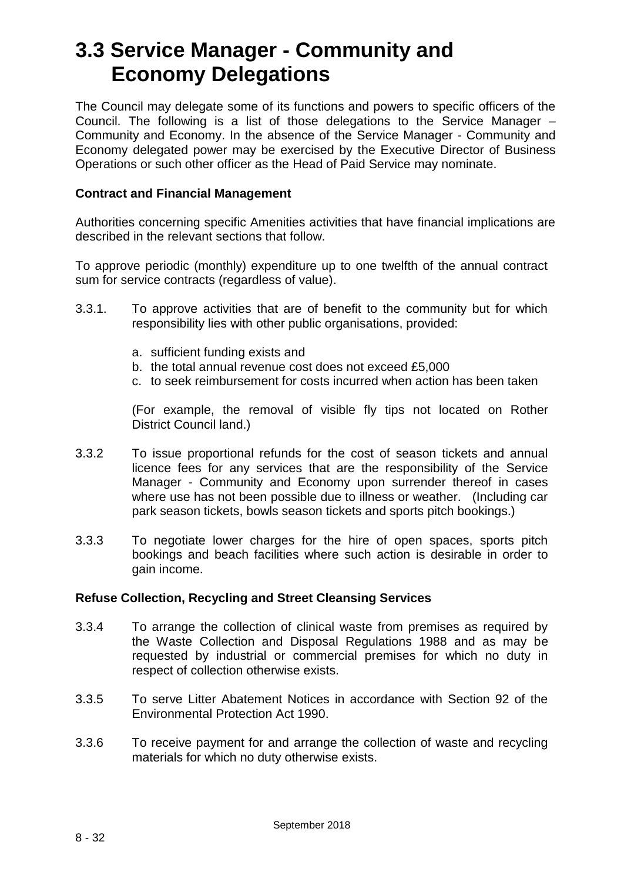# 3.3 Service Manager - Community and Economy Delegations

The Council may delegate some of its functions and powers to specific officers of the Council. The following is a list of those delegations to the Service Manager – Community and Economy. In the absence of the Service Manager - Community and Economy delegated power may be exercised by the Executive Director of Business Operations or such other officer as the Head of Paid Service may nominate.

**Contract and Financial Management**

Authorities concerning specific Amenities activities that have financial implications are described in the relevant sections that follow.

To approve periodic (monthly) expenditure up to one twelfth of the annual contract sum for service contracts (regardless of value).

3.3.1. To approve activities that are of benefit to the community but for which responsibility lies with other public organisations, provided:

a. sufficient funding exists and
b. the total annual revenue cost does not exceed £5,000
c. to seek reimbursement for costs incurred when action has been taken

(For example, the removal of visible fly tips not located on Rother District Council land.)

3.3.2 To issue proportional refunds for the cost of season tickets and annual licence fees for any services that are the responsibility of the Service Manager - Community and Economy upon surrender thereof in cases where use has not been possible due to illness or weather. (Including car park season tickets, bowls season tickets and sports pitch bookings.)

3.3.3 To negotiate lower charges for the hire of open spaces, sports pitch bookings and beach facilities where such action is desirable in order to gain income.

**Refuse Collection, Recycling and Street Cleansing Services**

3.3.4 To arrange the collection of clinical waste from premises as required by the Waste Collection and Disposal Regulations 1988 and as may be requested by industrial or commercial premises for which no duty in respect of collection otherwise exists.

3.3.5 To serve Litter Abatement Notices in accordance with Section 92 of the Environmental Protection Act 1990.

3.3.6 To receive payment for and arrange the collection of waste and recycling materials for which no duty otherwise exists.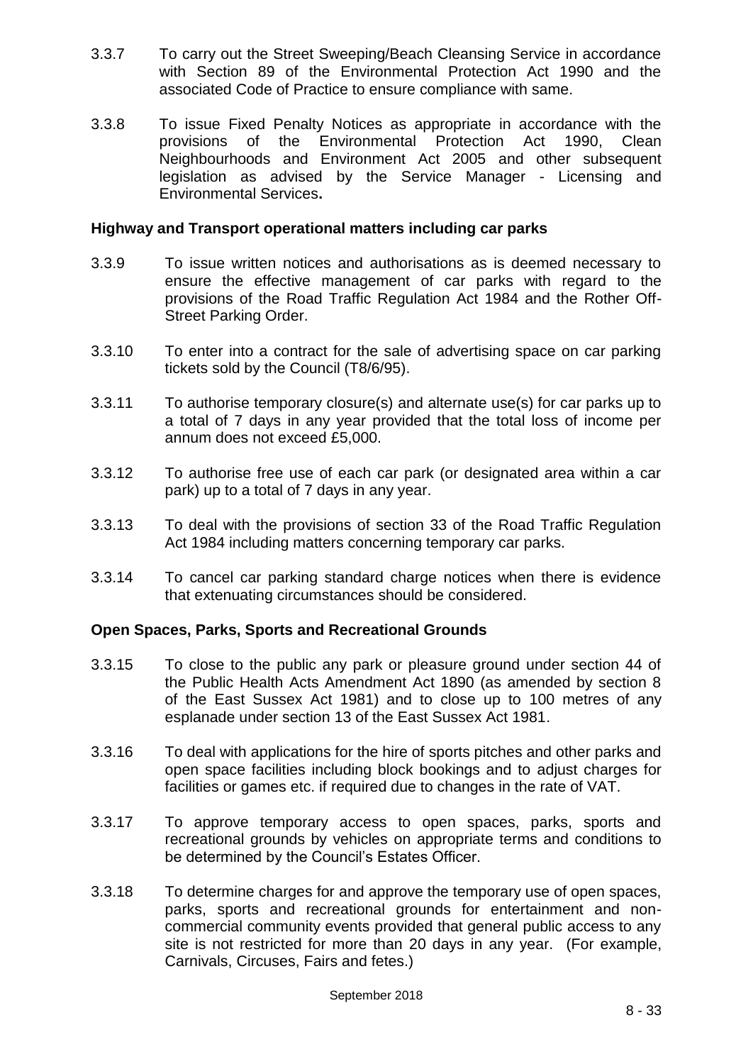3.3.7 To carry out the Street Sweeping/Beach Cleansing Service in accordance with Section 89 of the Environmental Protection Act 1990 and the associated Code of Practice to ensure compliance with same.

3.3.8 To issue Fixed Penalty Notices as appropriate in accordance with the provisions of the Environmental Protection Act 1990, Clean Neighbourhoods and Environment Act 2005 and other subsequent legislation as advised by the Service Manager - Licensing and Environmental Services**.**

**Highway and Transport operational matters including car parks**

3.3.9 To issue written notices and authorisations as is deemed necessary to ensure the effective management of car parks with regard to the provisions of the Road Traffic Regulation Act 1984 and the Rother Off-Street Parking Order.

3.3.10 To enter into a contract for the sale of advertising space on car parking tickets sold by the Council (T8/6/95).

3.3.11 To authorise temporary closure(s) and alternate use(s) for car parks up to a total of 7 days in any year provided that the total loss of income per annum does not exceed £5,000.

3.3.12 To authorise free use of each car park (or designated area within a car park) up to a total of 7 days in any year.

3.3.13 To deal with the provisions of section 33 of the Road Traffic Regulation Act 1984 including matters concerning temporary car parks.

3.3.14 To cancel car parking standard charge notices when there is evidence that extenuating circumstances should be considered.

**Open Spaces, Parks, Sports and Recreational Grounds**

3.3.15 To close to the public any park or pleasure ground under section 44 of the Public Health Acts Amendment Act 1890 (as amended by section 8 of the East Sussex Act 1981) and to close up to 100 metres of any esplanade under section 13 of the East Sussex Act 1981.

3.3.16 To deal with applications for the hire of sports pitches and other parks and open space facilities including block bookings and to adjust charges for facilities or games etc. if required due to changes in the rate of VAT.

3.3.17 To approve temporary access to open spaces, parks, sports and recreational grounds by vehicles on appropriate terms and conditions to be determined by the Council's Estates Officer.

3.3.18 To determine charges for and approve the temporary use of open spaces, parks, sports and recreational grounds for entertainment and non-commercial community events provided that general public access to any site is not restricted for more than 20 days in any year. (For example, Carnivals, Circuses, Fairs and fetes.)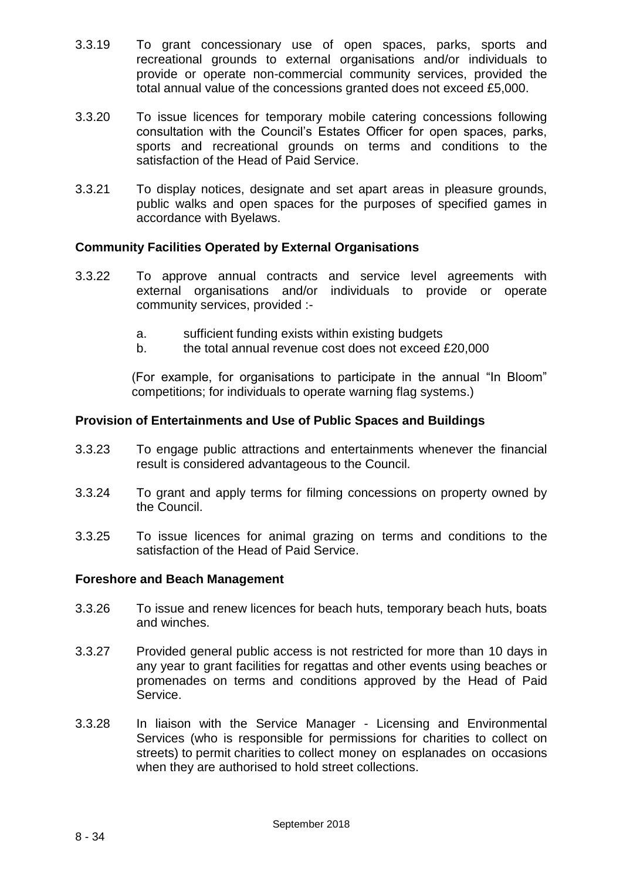3.3.19 To grant concessionary use of open spaces, parks, sports and recreational grounds to external organisations and/or individuals to provide or operate non-commercial community services, provided the total annual value of the concessions granted does not exceed £5,000.

3.3.20 To issue licences for temporary mobile catering concessions following consultation with the Council's Estates Officer for open spaces, parks, sports and recreational grounds on terms and conditions to the satisfaction of the Head of Paid Service.

3.3.21 To display notices, designate and set apart areas in pleasure grounds, public walks and open spaces for the purposes of specified games in accordance with Byelaws.

**Community Facilities Operated by External Organisations**

3.3.22 To approve annual contracts and service level agreements with external organisations and/or individuals to provide or operate community services, provided :-

a. sufficient funding exists within existing budgets
b. the total annual revenue cost does not exceed £20,000

(For example, for organisations to participate in the annual "In Bloom" competitions; for individuals to operate warning flag systems.)

**Provision of Entertainments and Use of Public Spaces and Buildings**

3.3.23 To engage public attractions and entertainments whenever the financial result is considered advantageous to the Council.

3.3.24 To grant and apply terms for filming concessions on property owned by the Council.

3.3.25 To issue licences for animal grazing on terms and conditions to the satisfaction of the Head of Paid Service.

**Foreshore and Beach Management**

3.3.26 To issue and renew licences for beach huts, temporary beach huts, boats and winches.

3.3.27 Provided general public access is not restricted for more than 10 days in any year to grant facilities for regattas and other events using beaches or promenades on terms and conditions approved by the Head of Paid Service.

3.3.28 In liaison with the Service Manager - Licensing and Environmental Services (who is responsible for permissions for charities to collect on streets) to permit charities to collect money on esplanades on occasions when they are authorised to hold street collections.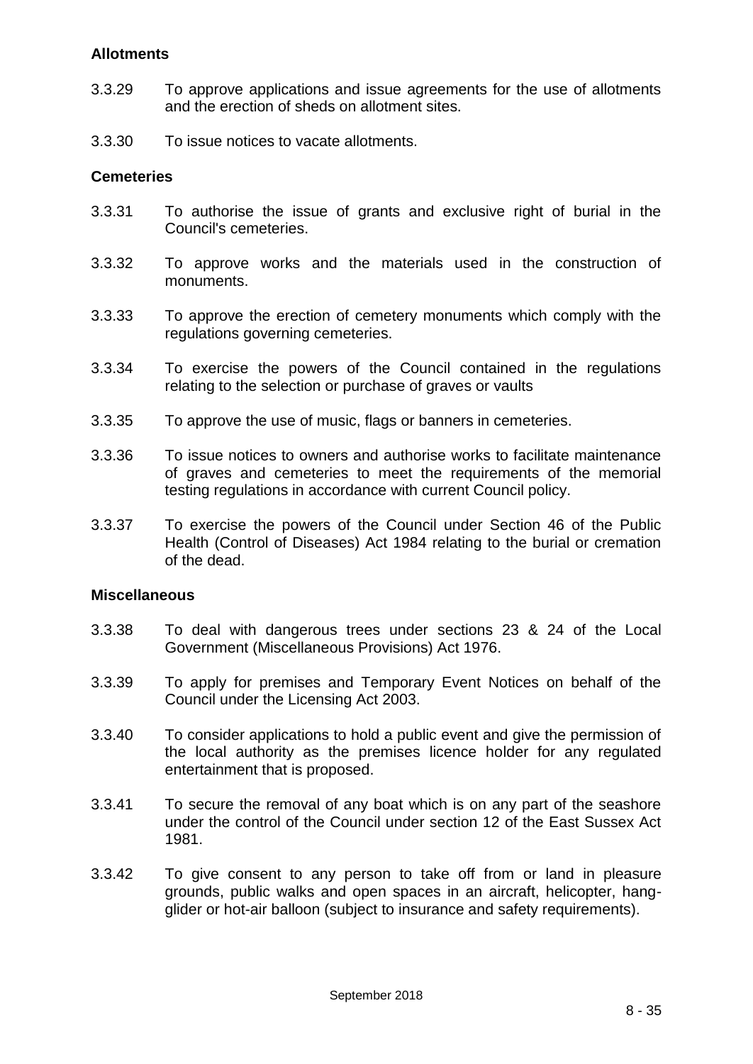**Allotments**

3.3.29 To approve applications and issue agreements for the use of allotments and the erection of sheds on allotment sites.

3.3.30 To issue notices to vacate allotments.

**Cemeteries**

3.3.31 To authorise the issue of grants and exclusive right of burial in the Council's cemeteries.

3.3.32 To approve works and the materials used in the construction of monuments.

3.3.33 To approve the erection of cemetery monuments which comply with the regulations governing cemeteries.

3.3.34 To exercise the powers of the Council contained in the regulations relating to the selection or purchase of graves or vaults

3.3.35 To approve the use of music, flags or banners in cemeteries.

3.3.36 To issue notices to owners and authorise works to facilitate maintenance of graves and cemeteries to meet the requirements of the memorial testing regulations in accordance with current Council policy.

3.3.37 To exercise the powers of the Council under Section 46 of the Public Health (Control of Diseases) Act 1984 relating to the burial or cremation of the dead.

**Miscellaneous**

3.3.38 To deal with dangerous trees under sections 23 & 24 of the Local Government (Miscellaneous Provisions) Act 1976.

3.3.39 To apply for premises and Temporary Event Notices on behalf of the Council under the Licensing Act 2003.

3.3.40 To consider applications to hold a public event and give the permission of the local authority as the premises licence holder for any regulated entertainment that is proposed.

3.3.41 To secure the removal of any boat which is on any part of the seashore under the control of the Council under section 12 of the East Sussex Act 1981.

3.3.42 To give consent to any person to take off from or land in pleasure grounds, public walks and open spaces in an aircraft, helicopter, hang-glider or hot-air balloon (subject to insurance and safety requirements).

September 2018